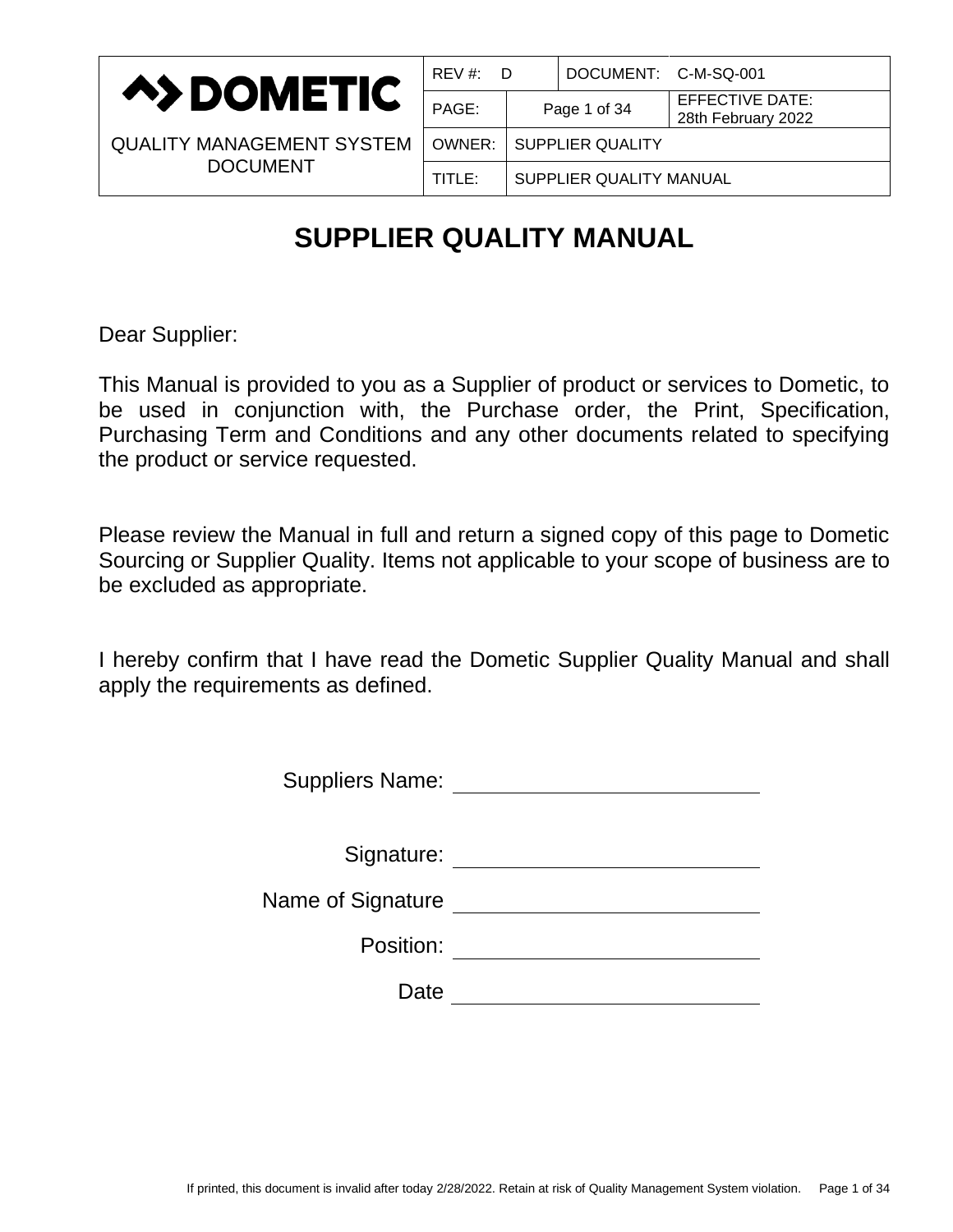| DOMETIC QUALITY MANAGEMENT SYSTEM DOCUMENT | REV #: D | | DOCUMENT: C-M-SQ-001 |
|---|---|---|---|
| | PAGE: | Page 1 of 34 | EFFECTIVE DATE: 28th February 2022 |
| | OWNER: | SUPPLIER QUALITY | |
| | TITLE: | SUPPLIER QUALITY MANUAL | |

# SUPPLIER QUALITY MANUAL

Dear Supplier:

This Manual is provided to you as a Supplier of product or services to Dometic, to be used in conjunction with, the Purchase order, the Print, Specification, Purchasing Term and Conditions and any other documents related to specifying the product or service requested.

Please review the Manual in full and return a signed copy of this page to Dometic Sourcing or Supplier Quality. Items not applicable to your scope of business are to be excluded as appropriate.

I hereby confirm that I have read the Dometic Supplier Quality Manual and shall apply the requirements as defined.

Suppliers Name: ____________________

Signature: ____________________

Name of Signature ____________________

Position: ____________________

Date ____________________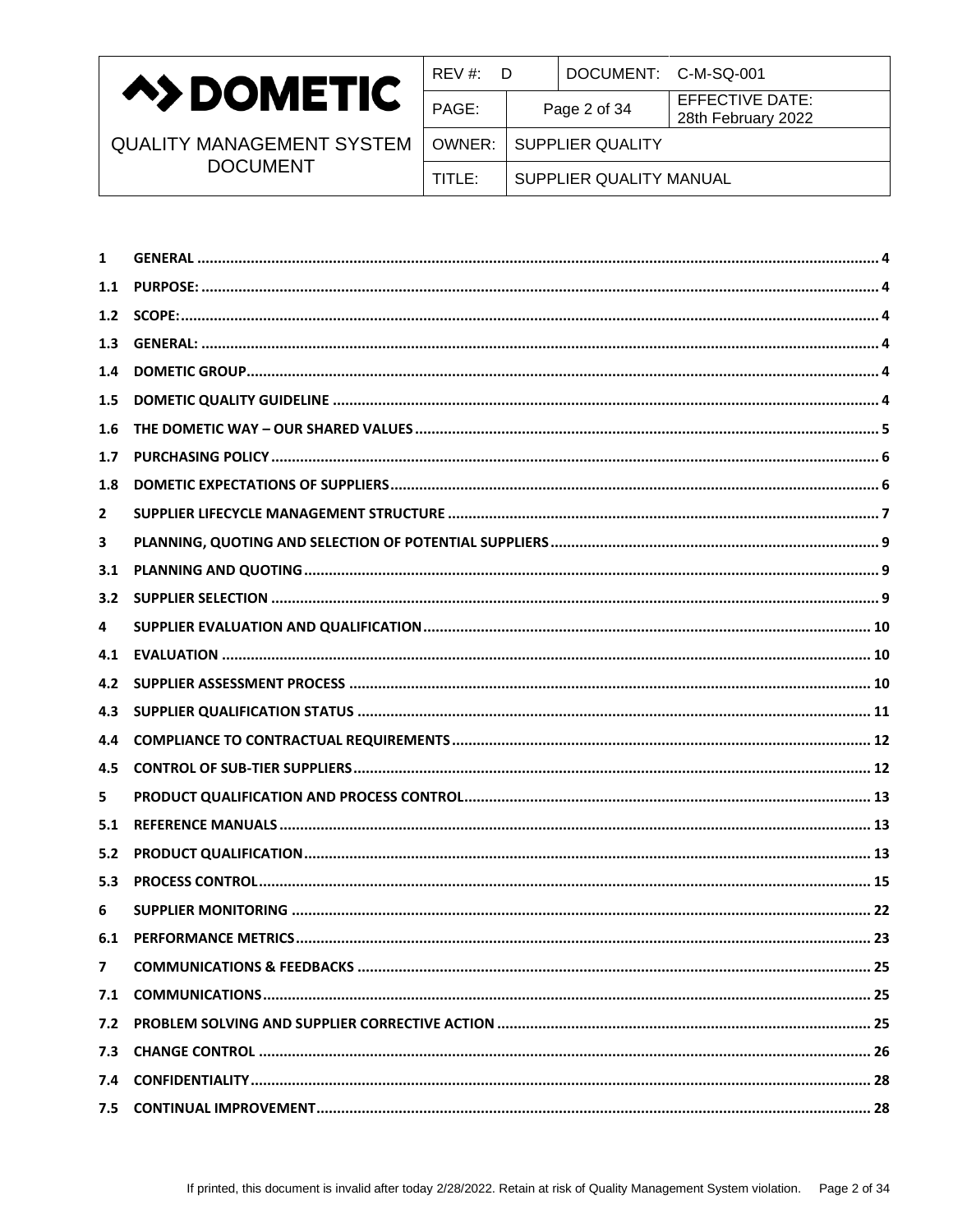| | | |
|---|---|---|
| 1 | GENERAL | 4 |
| 1.1 | PURPOSE: | 4 |
| 1.2 | SCOPE: | 4 |
| 1.3 | GENERAL: | 4 |
| 1.4 | DOMETIC GROUP | 4 |
| 1.5 | DOMETIC QUALITY GUIDELINE | 4 |
| 1.6 | THE DOMETIC WAY – OUR SHARED VALUES | 5 |
| 1.7 | PURCHASING POLICY | 6 |
| 1.8 | DOMETIC EXPECTATIONS OF SUPPLIERS | 6 |
| 2 | SUPPLIER LIFECYCLE MANAGEMENT STRUCTURE | 7 |
| 3 | PLANNING, QUOTING AND SELECTION OF POTENTIAL SUPPLIERS | 9 |
| 3.1 | PLANNING AND QUOTING | 9 |
| 3.2 | SUPPLIER SELECTION | 9 |
| 4 | SUPPLIER EVALUATION AND QUALIFICATION | 10 |
| 4.1 | EVALUATION | 10 |
| 4.2 | SUPPLIER ASSESSMENT PROCESS | 10 |
| 4.3 | SUPPLIER QUALIFICATION STATUS | 11 |
| 4.4 | COMPLIANCE TO CONTRACTUAL REQUIREMENTS | 12 |
| 4.5 | CONTROL OF SUB-TIER SUPPLIERS | 12 |
| 5 | PRODUCT QUALIFICATION AND PROCESS CONTROL | 13 |
| 5.1 | REFERENCE MANUALS | 13 |
| 5.2 | PRODUCT QUALIFICATION | 13 |
| 5.3 | PROCESS CONTROL | 15 |
| 6 | SUPPLIER MONITORING | 22 |
| 6.1 | PERFORMANCE METRICS | 23 |
| 7 | COMMUNICATIONS & FEEDBACKS | 25 |
| 7.1 | COMMUNICATIONS | 25 |
| 7.2 | PROBLEM SOLVING AND SUPPLIER CORRECTIVE ACTION | 25 |
| 7.3 | CHANGE CONTROL | 26 |
| 7.4 | CONFIDENTIALITY | 28 |
| 7.5 | CONTINUAL IMPROVEMENT | 28 |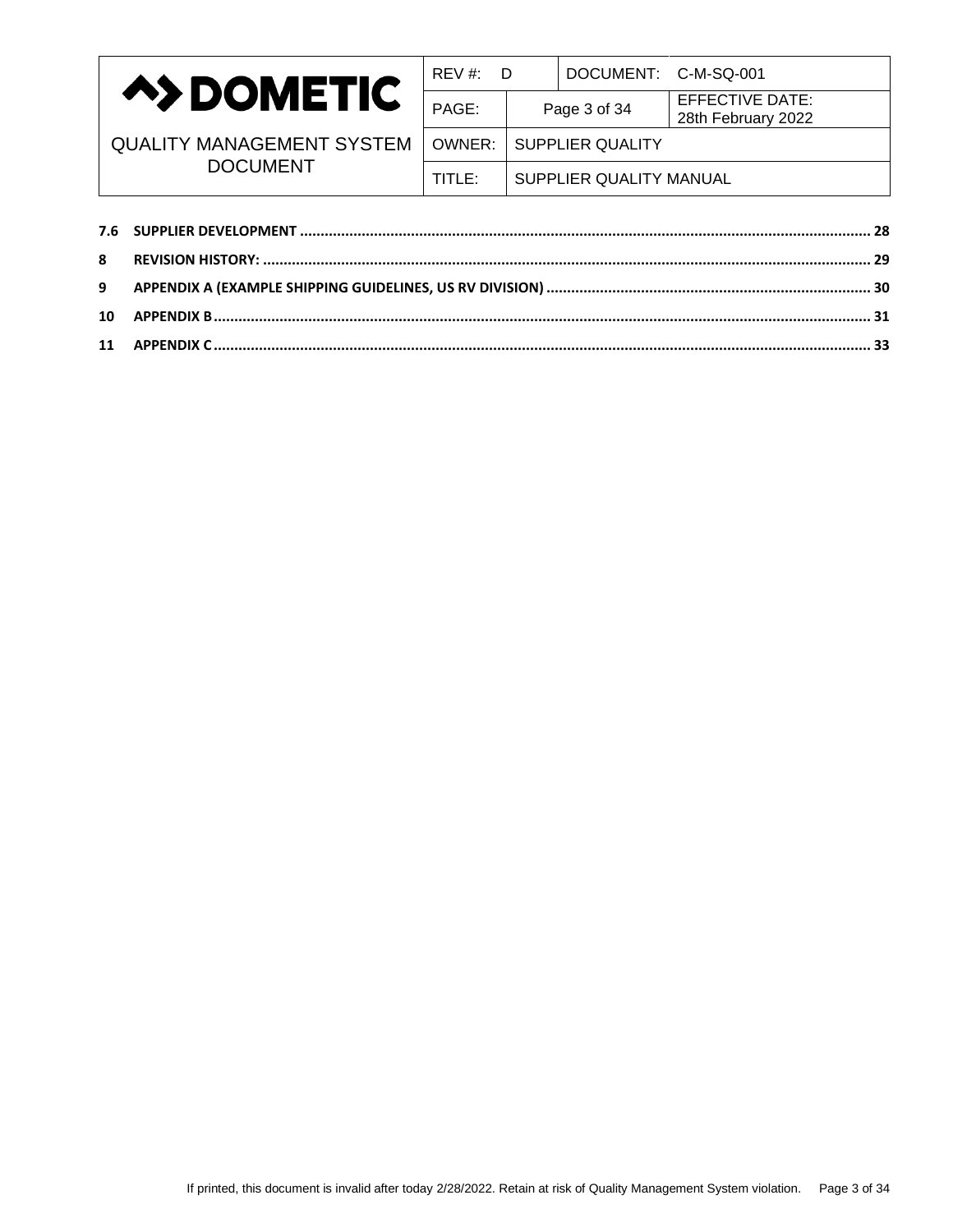| | | |
|---|---|---|
| 7.6 | SUPPLIER DEVELOPMENT | 28 |
| 8 | REVISION HISTORY: | 29 |
| 9 | APPENDIX A (EXAMPLE SHIPPING GUIDELINES, US RV DIVISION) | 30 |
| 10 | APPENDIX B | 31 |
| 11 | APPENDIX C | 33 |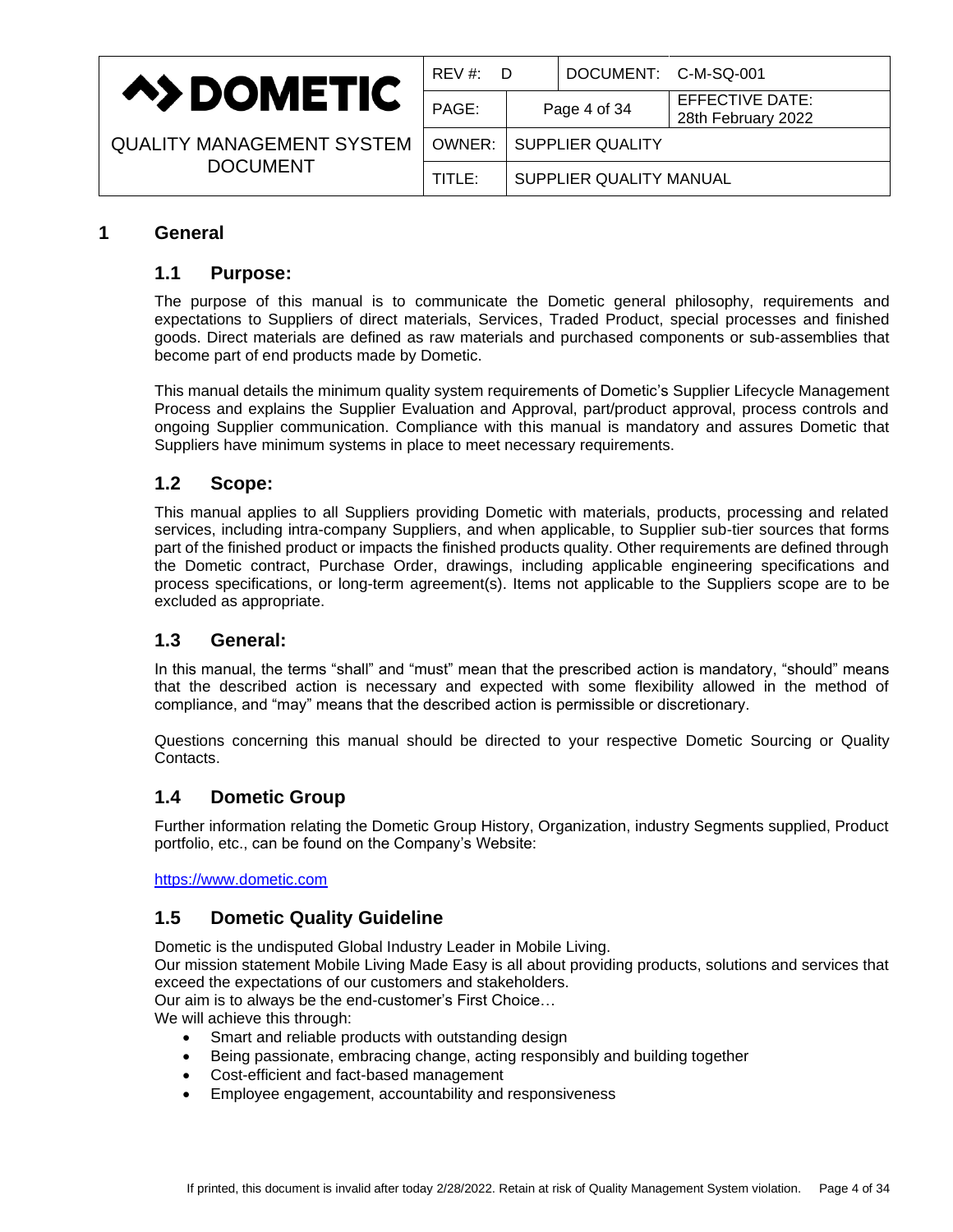# 1 General

## 1.1 Purpose:

The purpose of this manual is to communicate the Dometic general philosophy, requirements and expectations to Suppliers of direct materials, Services, Traded Product, special processes and finished goods. Direct materials are defined as raw materials and purchased components or sub-assemblies that become part of end products made by Dometic.

This manual details the minimum quality system requirements of Dometic's Supplier Lifecycle Management Process and explains the Supplier Evaluation and Approval, part/product approval, process controls and ongoing Supplier communication. Compliance with this manual is mandatory and assures Dometic that Suppliers have minimum systems in place to meet necessary requirements.

## 1.2 Scope:

This manual applies to all Suppliers providing Dometic with materials, products, processing and related services, including intra-company Suppliers, and when applicable, to Supplier sub-tier sources that forms part of the finished product or impacts the finished products quality. Other requirements are defined through the Dometic contract, Purchase Order, drawings, including applicable engineering specifications and process specifications, or long-term agreement(s). Items not applicable to the Suppliers scope are to be excluded as appropriate.

## 1.3 General:

In this manual, the terms "shall" and "must" mean that the prescribed action is mandatory, "should" means that the described action is necessary and expected with some flexibility allowed in the method of compliance, and "may" means that the described action is permissible or discretionary.

Questions concerning this manual should be directed to your respective Dometic Sourcing or Quality Contacts.

## 1.4 Dometic Group

Further information relating the Dometic Group History, Organization, industry Segments supplied, Product portfolio, etc., can be found on the Company's Website:

https://www.dometic.com

## 1.5 Dometic Quality Guideline

Dometic is the undisputed Global Industry Leader in Mobile Living.
Our mission statement Mobile Living Made Easy is all about providing products, solutions and services that exceed the expectations of our customers and stakeholders.
Our aim is to always be the end-customer's First Choice…
We will achieve this through:

- Smart and reliable products with outstanding design
- Being passionate, embracing change, acting responsibly and building together
- Cost-efficient and fact-based management
- Employee engagement, accountability and responsiveness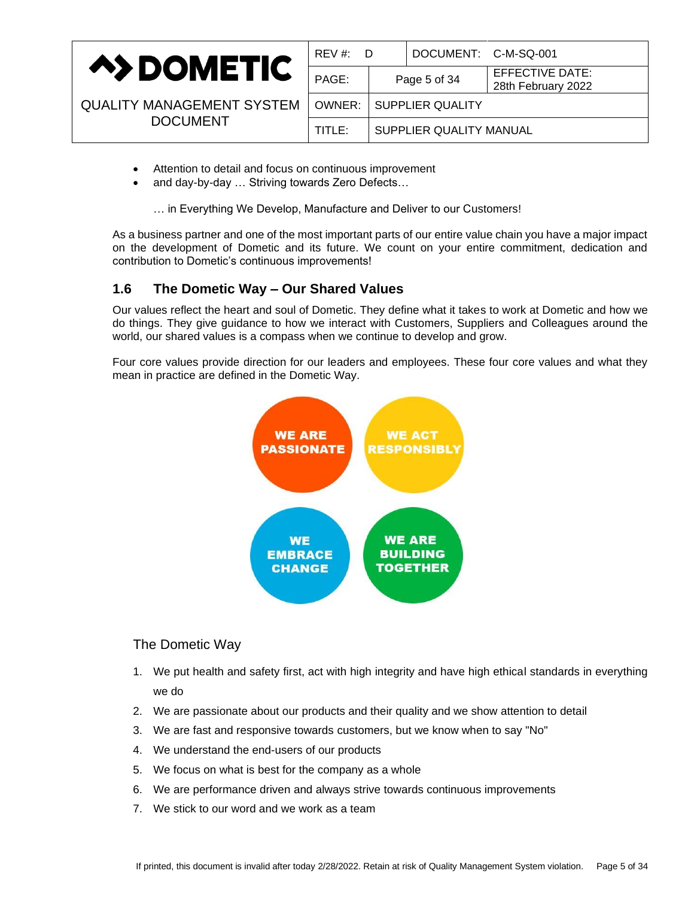- Attention to detail and focus on continuous improvement
- and day-by-day … Striving towards Zero Defects…

  … in Everything We Develop, Manufacture and Deliver to our Customers!

As a business partner and one of the most important parts of our entire value chain you have a major impact on the development of Dometic and its future. We count on your entire commitment, dedication and contribution to Dometic's continuous improvements!

## 1.6 The Dometic Way – Our Shared Values

Our values reflect the heart and soul of Dometic. They define what it takes to work at Dometic and how we do things. They give guidance to how we interact with Customers, Suppliers and Colleagues around the world, our shared values is a compass when we continue to develop and grow.

Four core values provide direction for our leaders and employees. These four core values and what they mean in practice are defined in the Dometic Way.

WE ARE PASSIONATE

WE ACT RESPONSIBLY

WE EMBRACE CHANGE

WE ARE BUILDING TOGETHER

The Dometic Way

1. We put health and safety first, act with high integrity and have high ethical standards in everything we do
2. We are passionate about our products and their quality and we show attention to detail
3. We are fast and responsive towards customers, but we know when to say "No"
4. We understand the end-users of our products
5. We focus on what is best for the company as a whole
6. We are performance driven and always strive towards continuous improvements
7. We stick to our word and we work as a team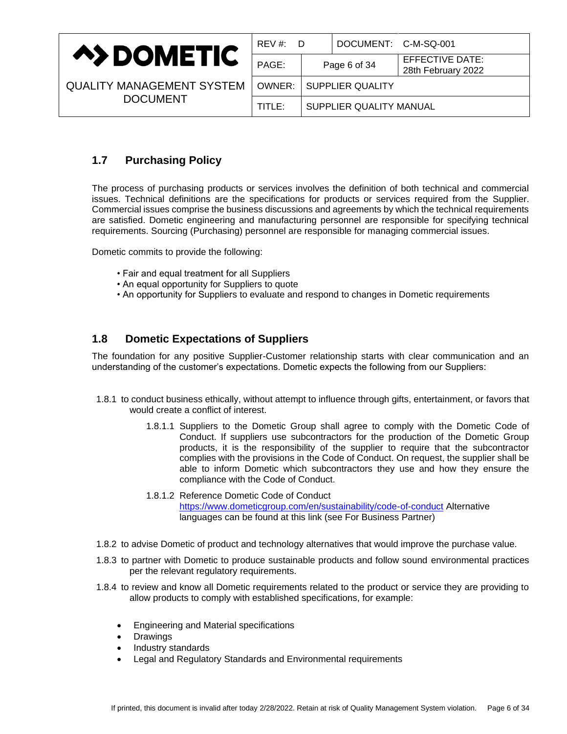## 1.7 Purchasing Policy

The process of purchasing products or services involves the definition of both technical and commercial issues. Technical definitions are the specifications for products or services required from the Supplier. Commercial issues comprise the business discussions and agreements by which the technical requirements are satisfied. Dometic engineering and manufacturing personnel are responsible for specifying technical requirements. Sourcing (Purchasing) personnel are responsible for managing commercial issues.

Dometic commits to provide the following:

- Fair and equal treatment for all Suppliers
- An equal opportunity for Suppliers to quote
- An opportunity for Suppliers to evaluate and respond to changes in Dometic requirements

## 1.8 Dometic Expectations of Suppliers

The foundation for any positive Supplier-Customer relationship starts with clear communication and an understanding of the customer's expectations. Dometic expects the following from our Suppliers:

1.8.1 to conduct business ethically, without attempt to influence through gifts, entertainment, or favors that would create a conflict of interest.

1.8.1.1 Suppliers to the Dometic Group shall agree to comply with the Dometic Code of Conduct. If suppliers use subcontractors for the production of the Dometic Group products, it is the responsibility of the supplier to require that the subcontractor complies with the provisions in the Code of Conduct. On request, the supplier shall be able to inform Dometic which subcontractors they use and how they ensure the compliance with the Code of Conduct.

1.8.1.2 Reference Dometic Code of Conduct https://www.dometicgroup.com/en/sustainability/code-of-conduct Alternative languages can be found at this link (see For Business Partner)

1.8.2 to advise Dometic of product and technology alternatives that would improve the purchase value.

1.8.3 to partner with Dometic to produce sustainable products and follow sound environmental practices per the relevant regulatory requirements.

1.8.4 to review and know all Dometic requirements related to the product or service they are providing to allow products to comply with established specifications, for example:

- Engineering and Material specifications
- Drawings
- Industry standards
- Legal and Regulatory Standards and Environmental requirements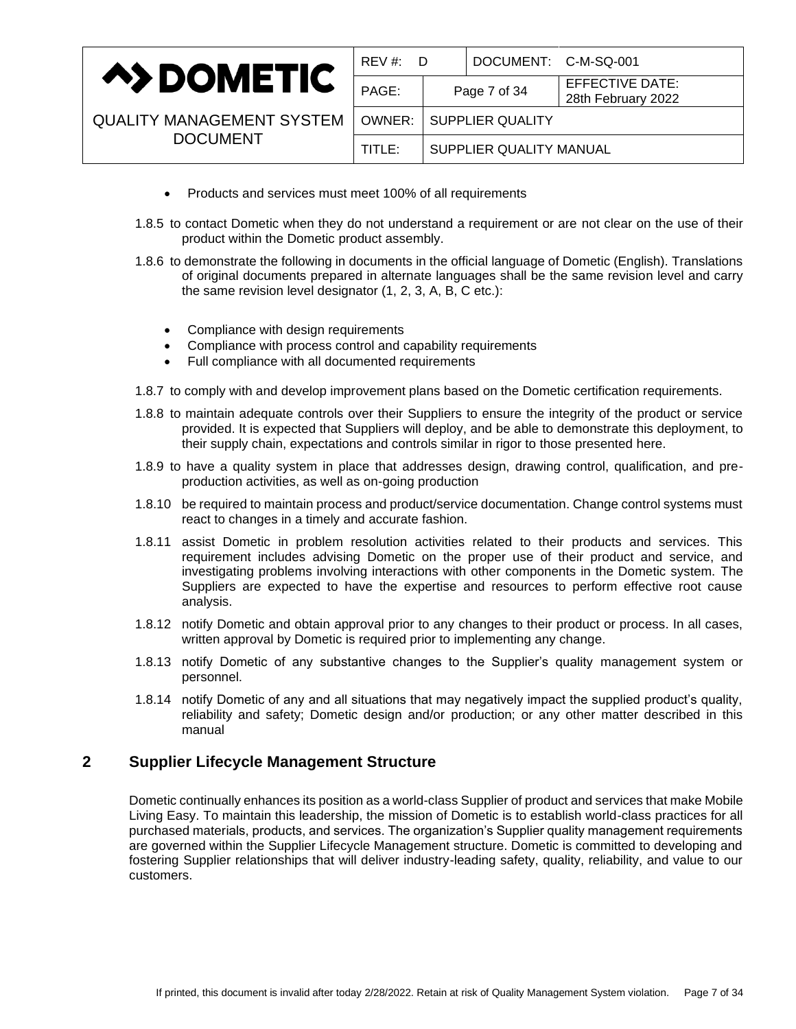- Products and services must meet 100% of all requirements

1.8.5 to contact Dometic when they do not understand a requirement or are not clear on the use of their product within the Dometic product assembly.

1.8.6 to demonstrate the following in documents in the official language of Dometic (English). Translations of original documents prepared in alternate languages shall be the same revision level and carry the same revision level designator (1, 2, 3, A, B, C etc.):

- Compliance with design requirements
- Compliance with process control and capability requirements
- Full compliance with all documented requirements

1.8.7 to comply with and develop improvement plans based on the Dometic certification requirements.

1.8.8 to maintain adequate controls over their Suppliers to ensure the integrity of the product or service provided. It is expected that Suppliers will deploy, and be able to demonstrate this deployment, to their supply chain, expectations and controls similar in rigor to those presented here.

1.8.9 to have a quality system in place that addresses design, drawing control, qualification, and pre-production activities, as well as on-going production

1.8.10 be required to maintain process and product/service documentation. Change control systems must react to changes in a timely and accurate fashion.

1.8.11 assist Dometic in problem resolution activities related to their products and services. This requirement includes advising Dometic on the proper use of their product and service, and investigating problems involving interactions with other components in the Dometic system. The Suppliers are expected to have the expertise and resources to perform effective root cause analysis.

1.8.12 notify Dometic and obtain approval prior to any changes to their product or process. In all cases, written approval by Dometic is required prior to implementing any change.

1.8.13 notify Dometic of any substantive changes to the Supplier's quality management system or personnel.

1.8.14 notify Dometic of any and all situations that may negatively impact the supplied product's quality, reliability and safety; Dometic design and/or production; or any other matter described in this manual

## 2 Supplier Lifecycle Management Structure

Dometic continually enhances its position as a world-class Supplier of product and services that make Mobile Living Easy. To maintain this leadership, the mission of Dometic is to establish world-class practices for all purchased materials, products, and services. The organization's Supplier quality management requirements are governed within the Supplier Lifecycle Management structure. Dometic is committed to developing and fostering Supplier relationships that will deliver industry-leading safety, quality, reliability, and value to our customers.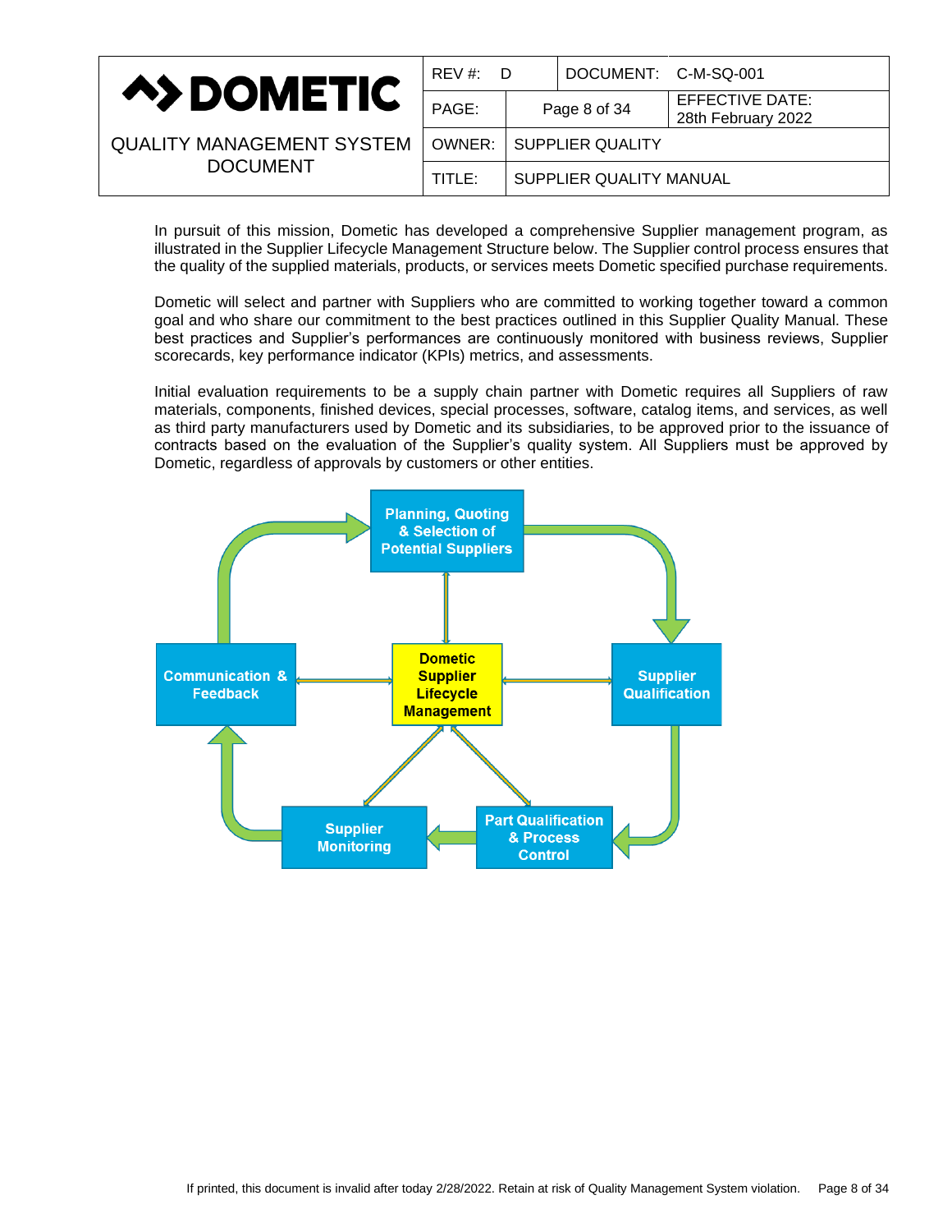In pursuit of this mission, Dometic has developed a comprehensive Supplier management program, as illustrated in the Supplier Lifecycle Management Structure below. The Supplier control process ensures that the quality of the supplied materials, products, or services meets Dometic specified purchase requirements.

Dometic will select and partner with Suppliers who are committed to working together toward a common goal and who share our commitment to the best practices outlined in this Supplier Quality Manual. These best practices and Supplier's performances are continuously monitored with business reviews, Supplier scorecards, key performance indicator (KPIs) metrics, and assessments.

Initial evaluation requirements to be a supply chain partner with Dometic requires all Suppliers of raw materials, components, finished devices, special processes, software, catalog items, and services, as well as third party manufacturers used by Dometic and its subsidiaries, to be approved prior to the issuance of contracts based on the evaluation of the Supplier's quality system. All Suppliers must be approved by Dometic, regardless of approvals by customers or other entities.

Planning, Quoting & Selection of Potential Suppliers

Communication & Feedback

Dometic Supplier Lifecycle Management

Supplier Qualification

Supplier Monitoring

Part Qualification & Process Control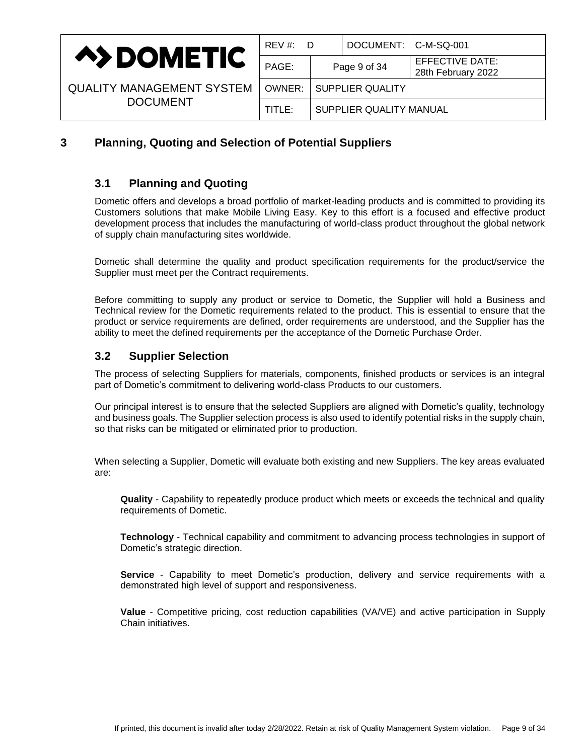# 3 Planning, Quoting and Selection of Potential Suppliers

## 3.1 Planning and Quoting

Dometic offers and develops a broad portfolio of market-leading products and is committed to providing its Customers solutions that make Mobile Living Easy. Key to this effort is a focused and effective product development process that includes the manufacturing of world-class product throughout the global network of supply chain manufacturing sites worldwide.

Dometic shall determine the quality and product specification requirements for the product/service the Supplier must meet per the Contract requirements.

Before committing to supply any product or service to Dometic, the Supplier will hold a Business and Technical review for the Dometic requirements related to the product. This is essential to ensure that the product or service requirements are defined, order requirements are understood, and the Supplier has the ability to meet the defined requirements per the acceptance of the Dometic Purchase Order.

## 3.2 Supplier Selection

The process of selecting Suppliers for materials, components, finished products or services is an integral part of Dometic's commitment to delivering world-class Products to our customers.

Our principal interest is to ensure that the selected Suppliers are aligned with Dometic's quality, technology and business goals. The Supplier selection process is also used to identify potential risks in the supply chain, so that risks can be mitigated or eliminated prior to production.

When selecting a Supplier, Dometic will evaluate both existing and new Suppliers. The key areas evaluated are:

**Quality** - Capability to repeatedly produce product which meets or exceeds the technical and quality requirements of Dometic.

**Technology** - Technical capability and commitment to advancing process technologies in support of Dometic's strategic direction.

**Service** - Capability to meet Dometic's production, delivery and service requirements with a demonstrated high level of support and responsiveness.

**Value** - Competitive pricing, cost reduction capabilities (VA/VE) and active participation in Supply Chain initiatives.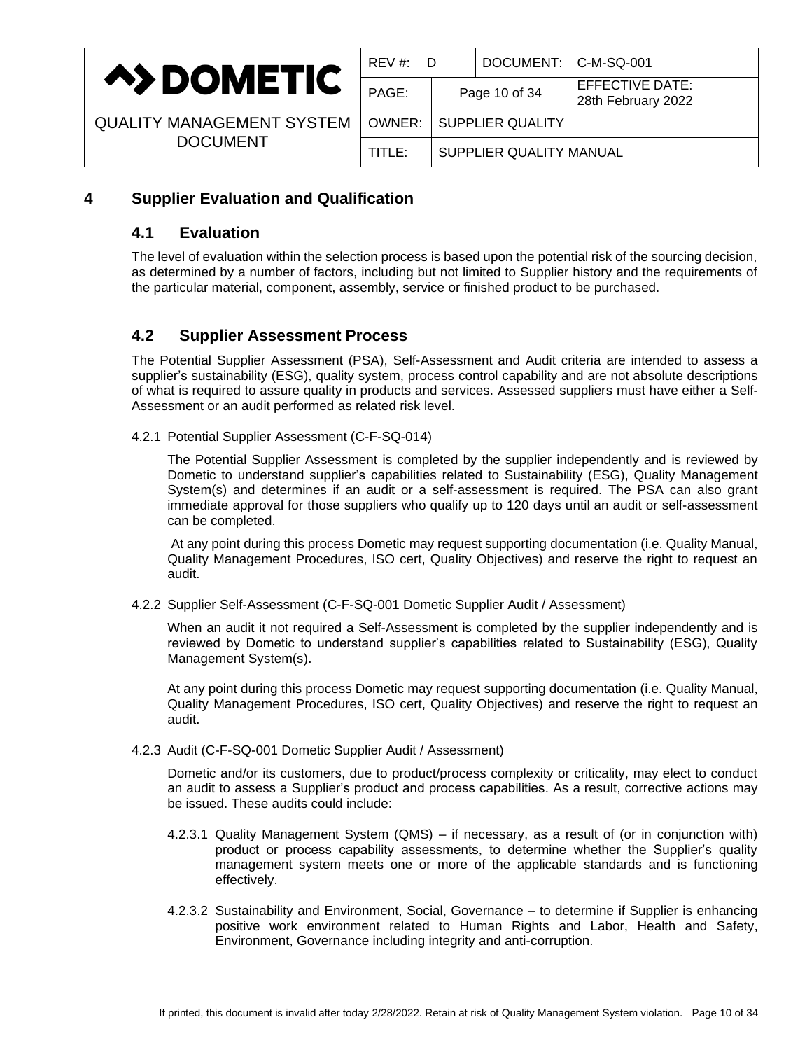# 4 Supplier Evaluation and Qualification

## 4.1 Evaluation

The level of evaluation within the selection process is based upon the potential risk of the sourcing decision, as determined by a number of factors, including but not limited to Supplier history and the requirements of the particular material, component, assembly, service or finished product to be purchased.

## 4.2 Supplier Assessment Process

The Potential Supplier Assessment (PSA), Self-Assessment and Audit criteria are intended to assess a supplier's sustainability (ESG), quality system, process control capability and are not absolute descriptions of what is required to assure quality in products and services. Assessed suppliers must have either a Self-Assessment or an audit performed as related risk level.

4.2.1 Potential Supplier Assessment (C-F-SQ-014)

The Potential Supplier Assessment is completed by the supplier independently and is reviewed by Dometic to understand supplier's capabilities related to Sustainability (ESG), Quality Management System(s) and determines if an audit or a self-assessment is required. The PSA can also grant immediate approval for those suppliers who qualify up to 120 days until an audit or self-assessment can be completed.

At any point during this process Dometic may request supporting documentation (i.e. Quality Manual, Quality Management Procedures, ISO cert, Quality Objectives) and reserve the right to request an audit.

4.2.2 Supplier Self-Assessment (C-F-SQ-001 Dometic Supplier Audit / Assessment)

When an audit it not required a Self-Assessment is completed by the supplier independently and is reviewed by Dometic to understand supplier's capabilities related to Sustainability (ESG), Quality Management System(s).

At any point during this process Dometic may request supporting documentation (i.e. Quality Manual, Quality Management Procedures, ISO cert, Quality Objectives) and reserve the right to request an audit.

4.2.3 Audit (C-F-SQ-001 Dometic Supplier Audit / Assessment)

Dometic and/or its customers, due to product/process complexity or criticality, may elect to conduct an audit to assess a Supplier's product and process capabilities. As a result, corrective actions may be issued. These audits could include:

4.2.3.1 Quality Management System (QMS) – if necessary, as a result of (or in conjunction with) product or process capability assessments, to determine whether the Supplier's quality management system meets one or more of the applicable standards and is functioning effectively.

4.2.3.2 Sustainability and Environment, Social, Governance – to determine if Supplier is enhancing positive work environment related to Human Rights and Labor, Health and Safety, Environment, Governance including integrity and anti-corruption.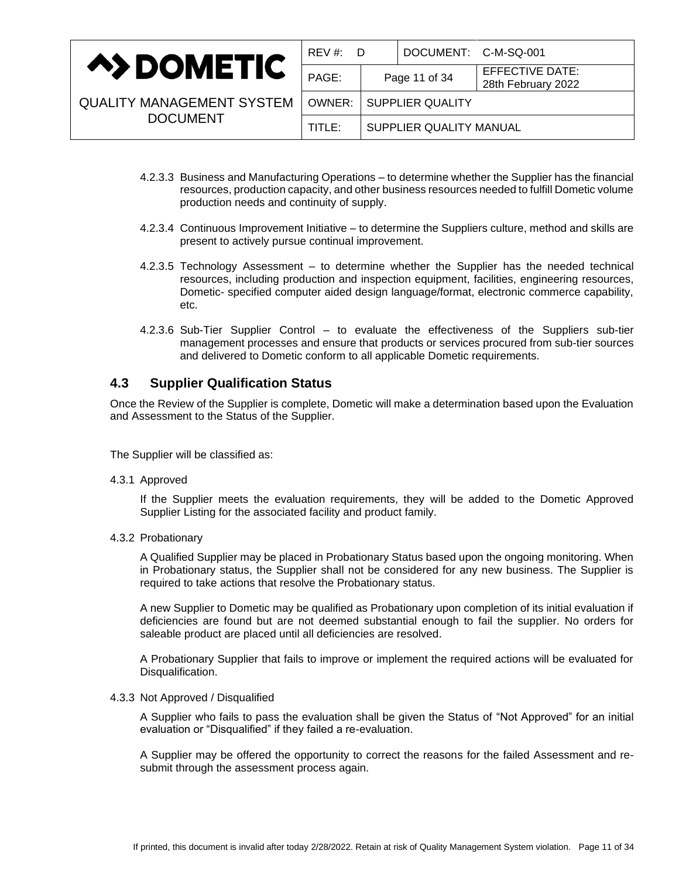4.2.3.3 Business and Manufacturing Operations – to determine whether the Supplier has the financial resources, production capacity, and other business resources needed to fulfill Dometic volume production needs and continuity of supply.

4.2.3.4 Continuous Improvement Initiative – to determine the Suppliers culture, method and skills are present to actively pursue continual improvement.

4.2.3.5 Technology Assessment – to determine whether the Supplier has the needed technical resources, including production and inspection equipment, facilities, engineering resources, Dometic- specified computer aided design language/format, electronic commerce capability, etc.

4.2.3.6 Sub-Tier Supplier Control – to evaluate the effectiveness of the Suppliers sub-tier management processes and ensure that products or services procured from sub-tier sources and delivered to Dometic conform to all applicable Dometic requirements.

## 4.3 Supplier Qualification Status

Once the Review of the Supplier is complete, Dometic will make a determination based upon the Evaluation and Assessment to the Status of the Supplier.

The Supplier will be classified as:

4.3.1 Approved

If the Supplier meets the evaluation requirements, they will be added to the Dometic Approved Supplier Listing for the associated facility and product family.

4.3.2 Probationary

A Qualified Supplier may be placed in Probationary Status based upon the ongoing monitoring. When in Probationary status, the Supplier shall not be considered for any new business. The Supplier is required to take actions that resolve the Probationary status.

A new Supplier to Dometic may be qualified as Probationary upon completion of its initial evaluation if deficiencies are found but are not deemed substantial enough to fail the supplier. No orders for saleable product are placed until all deficiencies are resolved.

A Probationary Supplier that fails to improve or implement the required actions will be evaluated for Disqualification.

4.3.3 Not Approved / Disqualified

A Supplier who fails to pass the evaluation shall be given the Status of "Not Approved" for an initial evaluation or "Disqualified" if they failed a re-evaluation.

A Supplier may be offered the opportunity to correct the reasons for the failed Assessment and re-submit through the assessment process again.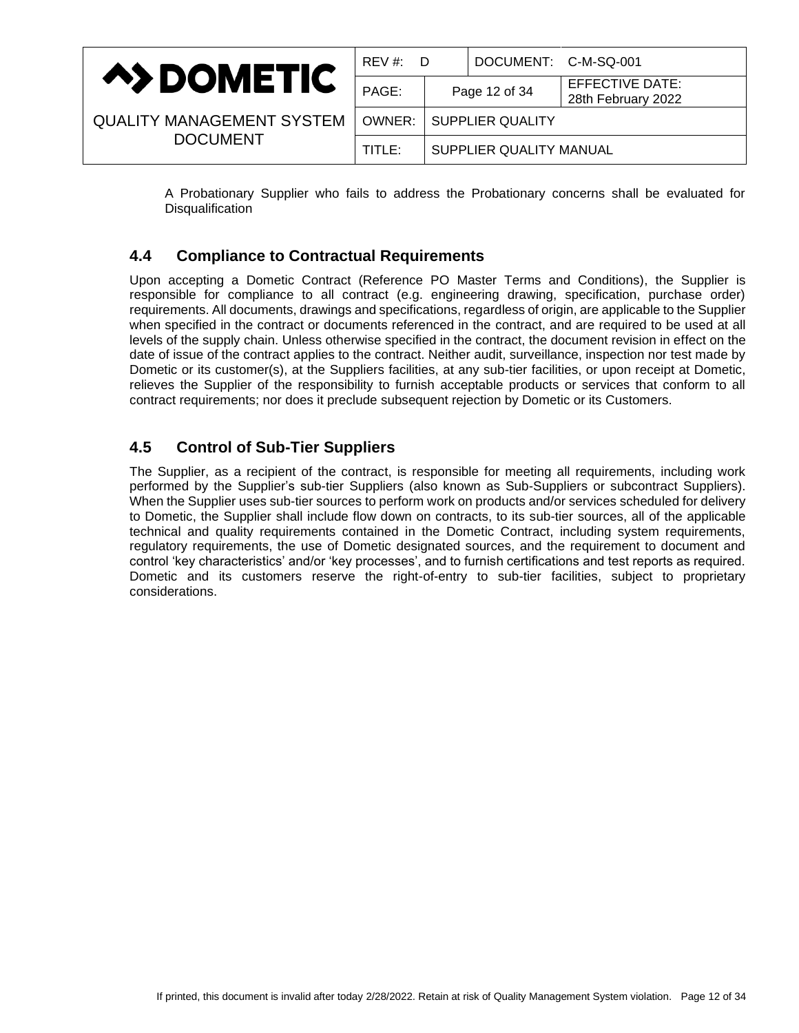A Probationary Supplier who fails to address the Probationary concerns shall be evaluated for Disqualification

## 4.4 Compliance to Contractual Requirements

Upon accepting a Dometic Contract (Reference PO Master Terms and Conditions), the Supplier is responsible for compliance to all contract (e.g. engineering drawing, specification, purchase order) requirements. All documents, drawings and specifications, regardless of origin, are applicable to the Supplier when specified in the contract or documents referenced in the contract, and are required to be used at all levels of the supply chain. Unless otherwise specified in the contract, the document revision in effect on the date of issue of the contract applies to the contract. Neither audit, surveillance, inspection nor test made by Dometic or its customer(s), at the Suppliers facilities, at any sub-tier facilities, or upon receipt at Dometic, relieves the Supplier of the responsibility to furnish acceptable products or services that conform to all contract requirements; nor does it preclude subsequent rejection by Dometic or its Customers.

## 4.5 Control of Sub-Tier Suppliers

The Supplier, as a recipient of the contract, is responsible for meeting all requirements, including work performed by the Supplier's sub-tier Suppliers (also known as Sub-Suppliers or subcontract Suppliers). When the Supplier uses sub-tier sources to perform work on products and/or services scheduled for delivery to Dometic, the Supplier shall include flow down on contracts, to its sub-tier sources, all of the applicable technical and quality requirements contained in the Dometic Contract, including system requirements, regulatory requirements, the use of Dometic designated sources, and the requirement to document and control 'key characteristics' and/or 'key processes', and to furnish certifications and test reports as required. Dometic and its customers reserve the right-of-entry to sub-tier facilities, subject to proprietary considerations.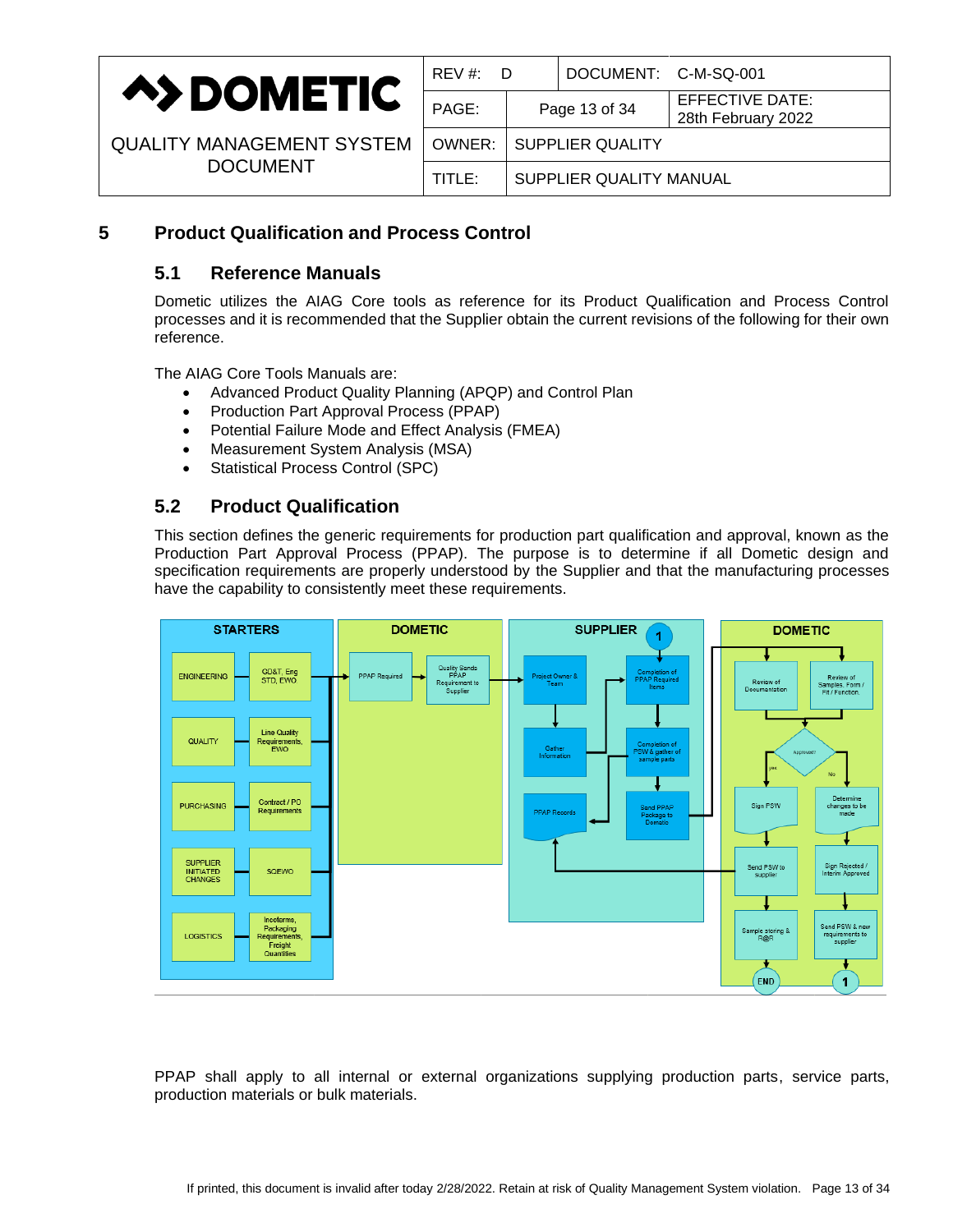# 5 Product Qualification and Process Control

## 5.1 Reference Manuals

Dometic utilizes the AIAG Core tools as reference for its Product Qualification and Process Control processes and it is recommended that the Supplier obtain the current revisions of the following for their own reference.

The AIAG Core Tools Manuals are:

- Advanced Product Quality Planning (APQP) and Control Plan
- Production Part Approval Process (PPAP)
- Potential Failure Mode and Effect Analysis (FMEA)
- Measurement System Analysis (MSA)
- Statistical Process Control (SPC)

## 5.2 Product Qualification

This section defines the generic requirements for production part qualification and approval, known as the Production Part Approval Process (PPAP). The purpose is to determine if all Dometic design and specification requirements are properly understood by the Supplier and that the manufacturing processes have the capability to consistently meet these requirements.

PPAP shall apply to all internal or external organizations supplying production parts, service parts, production materials or bulk materials.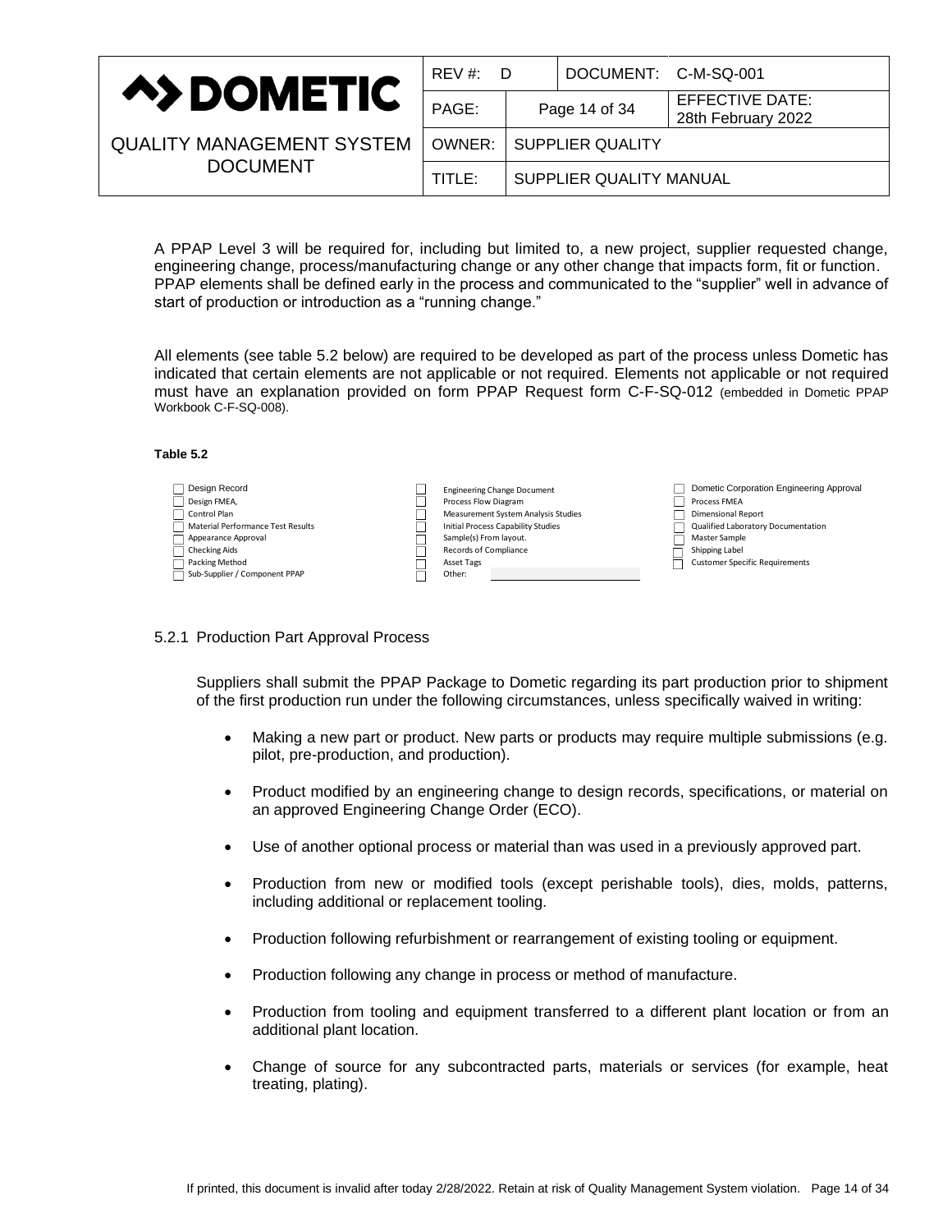A PPAP Level 3 will be required for, including but limited to, a new project, supplier requested change, engineering change, process/manufacturing change or any other change that impacts form, fit or function. PPAP elements shall be defined early in the process and communicated to the "supplier" well in advance of start of production or introduction as a "running change."

All elements (see table 5.2 below) are required to be developed as part of the process unless Dometic has indicated that certain elements are not applicable or not required. Elements not applicable or not required must have an explanation provided on form PPAP Request form C-F-SQ-012 (embedded in Dometic PPAP Workbook C-F-SQ-008).

**Table 5.2**

| | | |
|---|---|---|
| ☐ Design Record | ☐ Engineering Change Document | ☐ Dometic Corporation Engineering Approval |
| ☐ Design FMEA, | ☐ Process Flow Diagram | ☐ Process FMEA |
| ☐ Control Plan | ☐ Measurement System Analysis Studies | ☐ Dimensional Report |
| ☐ Material Performance Test Results | ☐ Initial Process Capability Studies | ☐ Qualified Laboratory Documentation |
| ☐ Appearance Approval | ☐ Sample(s) From layout. | ☐ Master Sample |
| ☐ Checking Aids | ☐ Records of Compliance | ☐ Shipping Label |
| ☐ Packing Method | ☐ Asset Tags | ☐ Customer Specific Requirements |
| ☐ Sub-Supplier / Component PPAP | ☐ Other: | |

### 5.2.1 Production Part Approval Process

Suppliers shall submit the PPAP Package to Dometic regarding its part production prior to shipment of the first production run under the following circumstances, unless specifically waived in writing:

- Making a new part or product. New parts or products may require multiple submissions (e.g. pilot, pre-production, and production).
- Product modified by an engineering change to design records, specifications, or material on an approved Engineering Change Order (ECO).
- Use of another optional process or material than was used in a previously approved part.
- Production from new or modified tools (except perishable tools), dies, molds, patterns, including additional or replacement tooling.
- Production following refurbishment or rearrangement of existing tooling or equipment.
- Production following any change in process or method of manufacture.
- Production from tooling and equipment transferred to a different plant location or from an additional plant location.
- Change of source for any subcontracted parts, materials or services (for example, heat treating, plating).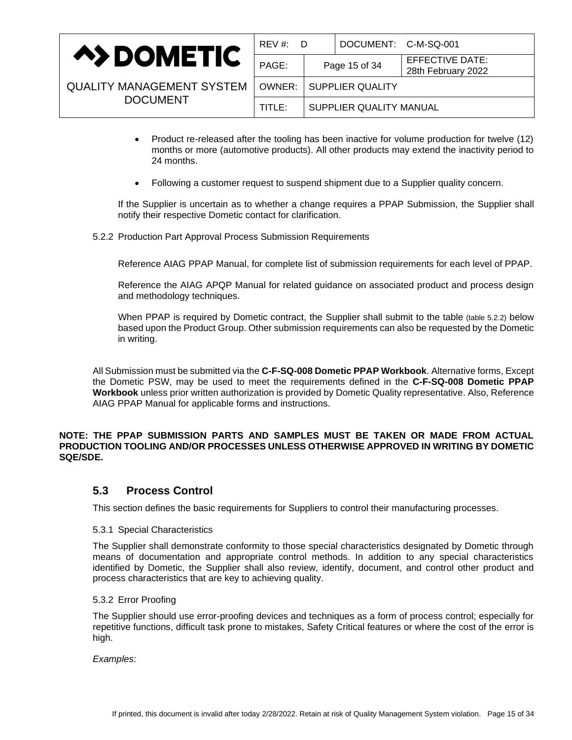- Product re-released after the tooling has been inactive for volume production for twelve (12) months or more (automotive products). All other products may extend the inactivity period to 24 months.

- Following a customer request to suspend shipment due to a Supplier quality concern.

If the Supplier is uncertain as to whether a change requires a PPAP Submission, the Supplier shall notify their respective Dometic contact for clarification.

5.2.2 Production Part Approval Process Submission Requirements

Reference AIAG PPAP Manual, for complete list of submission requirements for each level of PPAP.

Reference the AIAG APQP Manual for related guidance on associated product and process design and methodology techniques.

When PPAP is required by Dometic contract, the Supplier shall submit to the table (table 5.2.2) below based upon the Product Group. Other submission requirements can also be requested by the Dometic in writing.

All Submission must be submitted via the **C-F-SQ-008 Dometic PPAP Workbook**. Alternative forms, Except the Dometic PSW, may be used to meet the requirements defined in the **C-F-SQ-008 Dometic PPAP Workbook** unless prior written authorization is provided by Dometic Quality representative. Also, Reference AIAG PPAP Manual for applicable forms and instructions.

**NOTE: THE PPAP SUBMISSION PARTS AND SAMPLES MUST BE TAKEN OR MADE FROM ACTUAL PRODUCTION TOOLING AND/OR PROCESSES UNLESS OTHERWISE APPROVED IN WRITING BY DOMETIC SQE/SDE.**

## 5.3 Process Control

This section defines the basic requirements for Suppliers to control their manufacturing processes.

5.3.1 Special Characteristics

The Supplier shall demonstrate conformity to those special characteristics designated by Dometic through means of documentation and appropriate control methods. In addition to any special characteristics identified by Dometic, the Supplier shall also review, identify, document, and control other product and process characteristics that are key to achieving quality.

5.3.2 Error Proofing

The Supplier should use error-proofing devices and techniques as a form of process control; especially for repetitive functions, difficult task prone to mistakes, Safety Critical features or where the cost of the error is high.

*Examples*: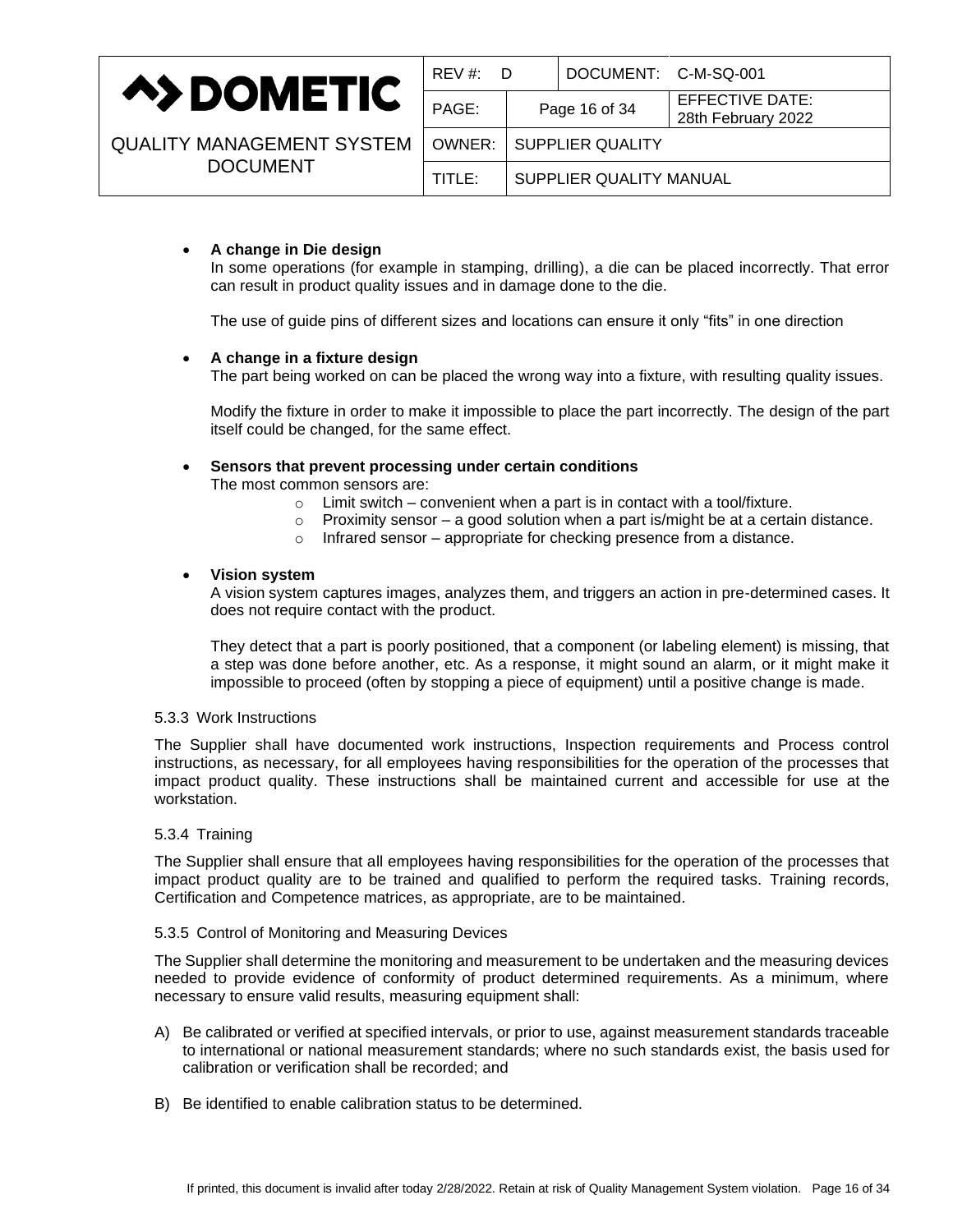- **A change in Die design**

  In some operations (for example in stamping, drilling), a die can be placed incorrectly. That error can result in product quality issues and in damage done to the die.

  The use of guide pins of different sizes and locations can ensure it only "fits" in one direction

- **A change in a fixture design**

  The part being worked on can be placed the wrong way into a fixture, with resulting quality issues.

  Modify the fixture in order to make it impossible to place the part incorrectly. The design of the part itself could be changed, for the same effect.

- **Sensors that prevent processing under certain conditions**

  The most common sensors are:
  - Limit switch – convenient when a part is in contact with a tool/fixture.
  - Proximity sensor – a good solution when a part is/might be at a certain distance.
  - Infrared sensor – appropriate for checking presence from a distance.

- **Vision system**

  A vision system captures images, analyzes them, and triggers an action in pre-determined cases. It does not require contact with the product.

  They detect that a part is poorly positioned, that a component (or labeling element) is missing, that a step was done before another, etc. As a response, it might sound an alarm, or it might make it impossible to proceed (often by stopping a piece of equipment) until a positive change is made.

#### 5.3.3 Work Instructions

The Supplier shall have documented work instructions, Inspection requirements and Process control instructions, as necessary, for all employees having responsibilities for the operation of the processes that impact product quality. These instructions shall be maintained current and accessible for use at the workstation.

#### 5.3.4 Training

The Supplier shall ensure that all employees having responsibilities for the operation of the processes that impact product quality are to be trained and qualified to perform the required tasks. Training records, Certification and Competence matrices, as appropriate, are to be maintained.

#### 5.3.5 Control of Monitoring and Measuring Devices

The Supplier shall determine the monitoring and measurement to be undertaken and the measuring devices needed to provide evidence of conformity of product determined requirements. As a minimum, where necessary to ensure valid results, measuring equipment shall:

A) Be calibrated or verified at specified intervals, or prior to use, against measurement standards traceable to international or national measurement standards; where no such standards exist, the basis used for calibration or verification shall be recorded; and

B) Be identified to enable calibration status to be determined.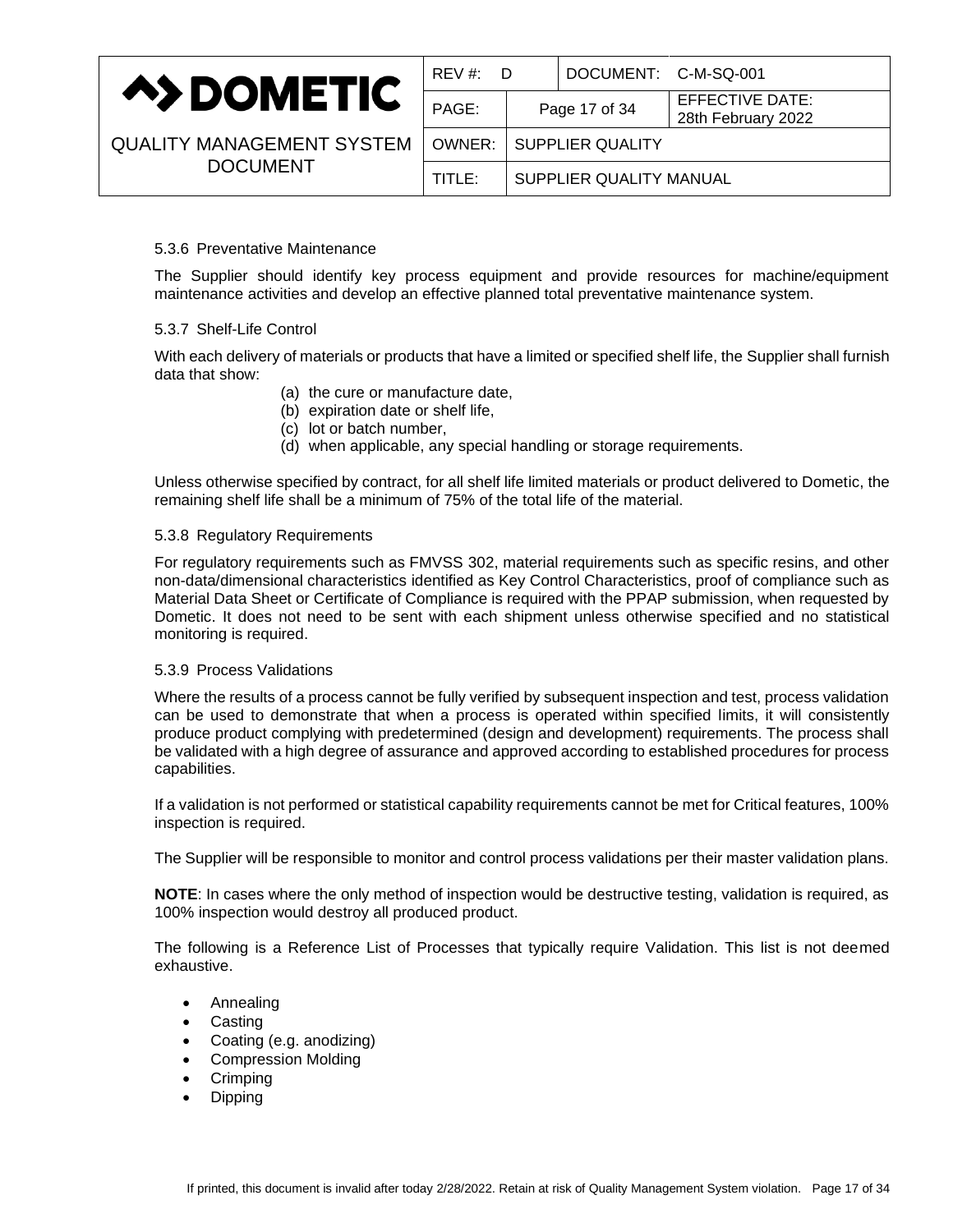#### 5.3.6 Preventative Maintenance

The Supplier should identify key process equipment and provide resources for machine/equipment maintenance activities and develop an effective planned total preventative maintenance system.

#### 5.3.7 Shelf-Life Control

With each delivery of materials or products that have a limited or specified shelf life, the Supplier shall furnish data that show:

(a) the cure or manufacture date,
(b) expiration date or shelf life,
(c) lot or batch number,
(d) when applicable, any special handling or storage requirements.

Unless otherwise specified by contract, for all shelf life limited materials or product delivered to Dometic, the remaining shelf life shall be a minimum of 75% of the total life of the material.

#### 5.3.8 Regulatory Requirements

For regulatory requirements such as FMVSS 302, material requirements such as specific resins, and other non-data/dimensional characteristics identified as Key Control Characteristics, proof of compliance such as Material Data Sheet or Certificate of Compliance is required with the PPAP submission, when requested by Dometic. It does not need to be sent with each shipment unless otherwise specified and no statistical monitoring is required.

#### 5.3.9 Process Validations

Where the results of a process cannot be fully verified by subsequent inspection and test, process validation can be used to demonstrate that when a process is operated within specified limits, it will consistently produce product complying with predetermined (design and development) requirements. The process shall be validated with a high degree of assurance and approved according to established procedures for process capabilities.

If a validation is not performed or statistical capability requirements cannot be met for Critical features, 100% inspection is required.

The Supplier will be responsible to monitor and control process validations per their master validation plans.

**NOTE**: In cases where the only method of inspection would be destructive testing, validation is required, as 100% inspection would destroy all produced product.

The following is a Reference List of Processes that typically require Validation. This list is not deemed exhaustive.

- Annealing
- Casting
- Coating (e.g. anodizing)
- Compression Molding
- Crimping
- Dipping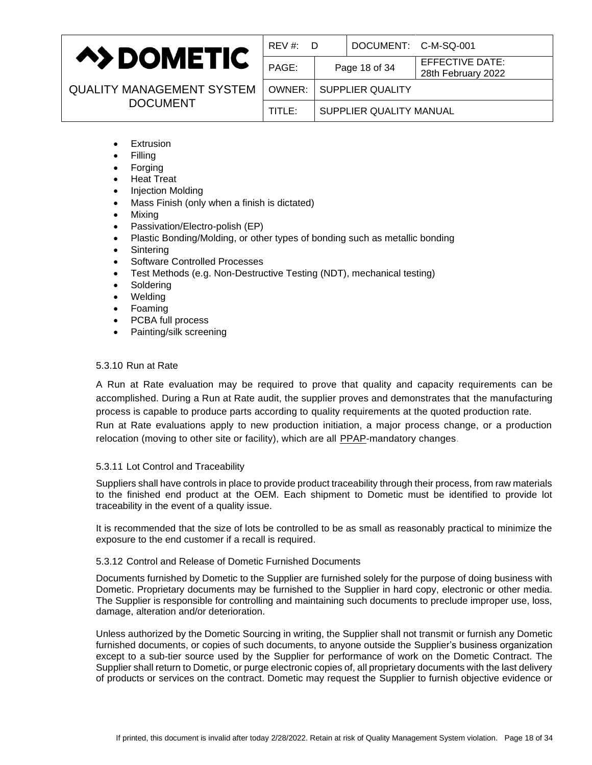- Extrusion
- Filling
- Forging
- Heat Treat
- Injection Molding
- Mass Finish (only when a finish is dictated)
- Mixing
- Passivation/Electro-polish (EP)
- Plastic Bonding/Molding, or other types of bonding such as metallic bonding
- Sintering
- Software Controlled Processes
- Test Methods (e.g. Non-Destructive Testing (NDT), mechanical testing)
- Soldering
- Welding
- Foaming
- PCBA full process
- Painting/silk screening

#### 5.3.10 Run at Rate

A Run at Rate evaluation may be required to prove that quality and capacity requirements can be accomplished. During a Run at Rate audit, the supplier proves and demonstrates that the manufacturing process is capable to produce parts according to quality requirements at the quoted production rate.
Run at Rate evaluations apply to new production initiation, a major process change, or a production relocation (moving to other site or facility), which are all PPAP-mandatory changes.

#### 5.3.11 Lot Control and Traceability

Suppliers shall have controls in place to provide product traceability through their process, from raw materials to the finished end product at the OEM. Each shipment to Dometic must be identified to provide lot traceability in the event of a quality issue.

It is recommended that the size of lots be controlled to be as small as reasonably practical to minimize the exposure to the end customer if a recall is required.

#### 5.3.12 Control and Release of Dometic Furnished Documents

Documents furnished by Dometic to the Supplier are furnished solely for the purpose of doing business with Dometic. Proprietary documents may be furnished to the Supplier in hard copy, electronic or other media. The Supplier is responsible for controlling and maintaining such documents to preclude improper use, loss, damage, alteration and/or deterioration.

Unless authorized by the Dometic Sourcing in writing, the Supplier shall not transmit or furnish any Dometic furnished documents, or copies of such documents, to anyone outside the Supplier's business organization except to a sub-tier source used by the Supplier for performance of work on the Dometic Contract. The Supplier shall return to Dometic, or purge electronic copies of, all proprietary documents with the last delivery of products or services on the contract. Dometic may request the Supplier to furnish objective evidence or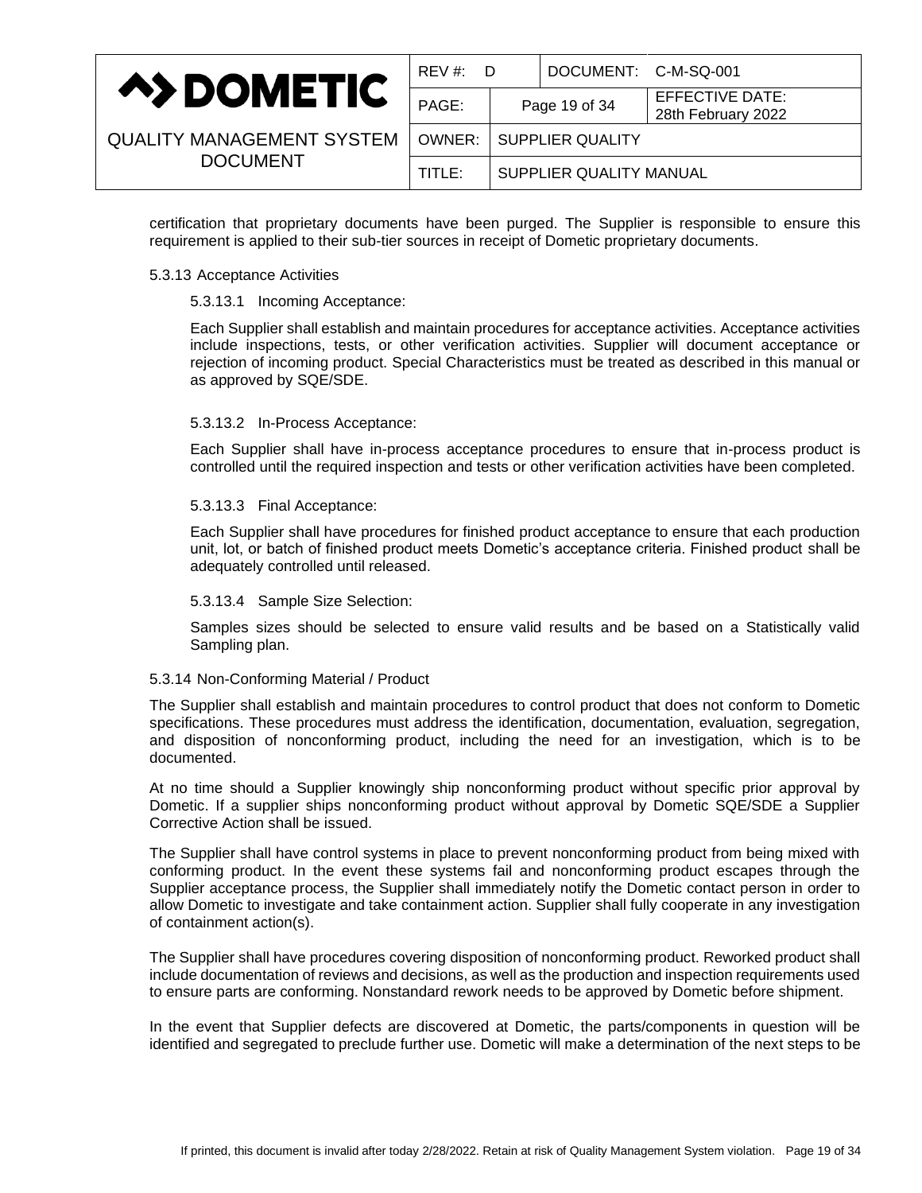certification that proprietary documents have been purged. The Supplier is responsible to ensure this requirement is applied to their sub-tier sources in receipt of Dometic proprietary documents.

### 5.3.13 Acceptance Activities

#### 5.3.13.1 Incoming Acceptance:

Each Supplier shall establish and maintain procedures for acceptance activities. Acceptance activities include inspections, tests, or other verification activities. Supplier will document acceptance or rejection of incoming product. Special Characteristics must be treated as described in this manual or as approved by SQE/SDE.

#### 5.3.13.2 In-Process Acceptance:

Each Supplier shall have in-process acceptance procedures to ensure that in-process product is controlled until the required inspection and tests or other verification activities have been completed.

#### 5.3.13.3 Final Acceptance:

Each Supplier shall have procedures for finished product acceptance to ensure that each production unit, lot, or batch of finished product meets Dometic's acceptance criteria. Finished product shall be adequately controlled until released.

#### 5.3.13.4 Sample Size Selection:

Samples sizes should be selected to ensure valid results and be based on a Statistically valid Sampling plan.

### 5.3.14 Non-Conforming Material / Product

The Supplier shall establish and maintain procedures to control product that does not conform to Dometic specifications. These procedures must address the identification, documentation, evaluation, segregation, and disposition of nonconforming product, including the need for an investigation, which is to be documented.

At no time should a Supplier knowingly ship nonconforming product without specific prior approval by Dometic. If a supplier ships nonconforming product without approval by Dometic SQE/SDE a Supplier Corrective Action shall be issued.

The Supplier shall have control systems in place to prevent nonconforming product from being mixed with conforming product. In the event these systems fail and nonconforming product escapes through the Supplier acceptance process, the Supplier shall immediately notify the Dometic contact person in order to allow Dometic to investigate and take containment action. Supplier shall fully cooperate in any investigation of containment action(s).

The Supplier shall have procedures covering disposition of nonconforming product. Reworked product shall include documentation of reviews and decisions, as well as the production and inspection requirements used to ensure parts are conforming. Nonstandard rework needs to be approved by Dometic before shipment.

In the event that Supplier defects are discovered at Dometic, the parts/components in question will be identified and segregated to preclude further use. Dometic will make a determination of the next steps to be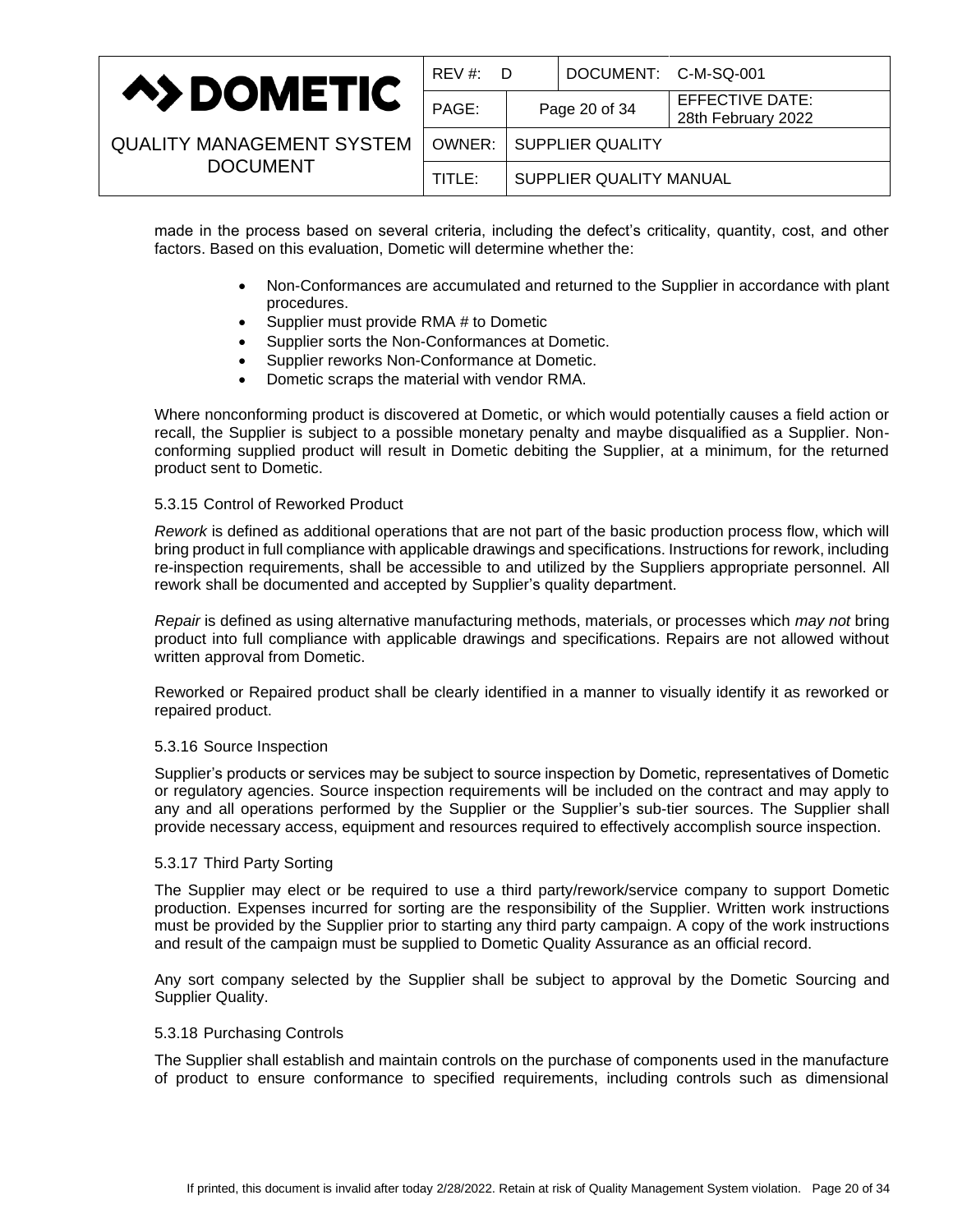made in the process based on several criteria, including the defect's criticality, quantity, cost, and other factors. Based on this evaluation, Dometic will determine whether the:

- Non-Conformances are accumulated and returned to the Supplier in accordance with plant procedures.
- Supplier must provide RMA # to Dometic
- Supplier sorts the Non-Conformances at Dometic.
- Supplier reworks Non-Conformance at Dometic.
- Dometic scraps the material with vendor RMA.

Where nonconforming product is discovered at Dometic, or which would potentially causes a field action or recall, the Supplier is subject to a possible monetary penalty and maybe disqualified as a Supplier. Non-conforming supplied product will result in Dometic debiting the Supplier, at a minimum, for the returned product sent to Dometic.

#### 5.3.15 Control of Reworked Product

*Rework* is defined as additional operations that are not part of the basic production process flow, which will bring product in full compliance with applicable drawings and specifications. Instructions for rework, including re-inspection requirements, shall be accessible to and utilized by the Suppliers appropriate personnel. All rework shall be documented and accepted by Supplier's quality department.

*Repair* is defined as using alternative manufacturing methods, materials, or processes which *may not* bring product into full compliance with applicable drawings and specifications. Repairs are not allowed without written approval from Dometic.

Reworked or Repaired product shall be clearly identified in a manner to visually identify it as reworked or repaired product.

#### 5.3.16 Source Inspection

Supplier's products or services may be subject to source inspection by Dometic, representatives of Dometic or regulatory agencies. Source inspection requirements will be included on the contract and may apply to any and all operations performed by the Supplier or the Supplier's sub-tier sources. The Supplier shall provide necessary access, equipment and resources required to effectively accomplish source inspection.

#### 5.3.17 Third Party Sorting

The Supplier may elect or be required to use a third party/rework/service company to support Dometic production. Expenses incurred for sorting are the responsibility of the Supplier. Written work instructions must be provided by the Supplier prior to starting any third party campaign. A copy of the work instructions and result of the campaign must be supplied to Dometic Quality Assurance as an official record.

Any sort company selected by the Supplier shall be subject to approval by the Dometic Sourcing and Supplier Quality.

#### 5.3.18 Purchasing Controls

The Supplier shall establish and maintain controls on the purchase of components used in the manufacture of product to ensure conformance to specified requirements, including controls such as dimensional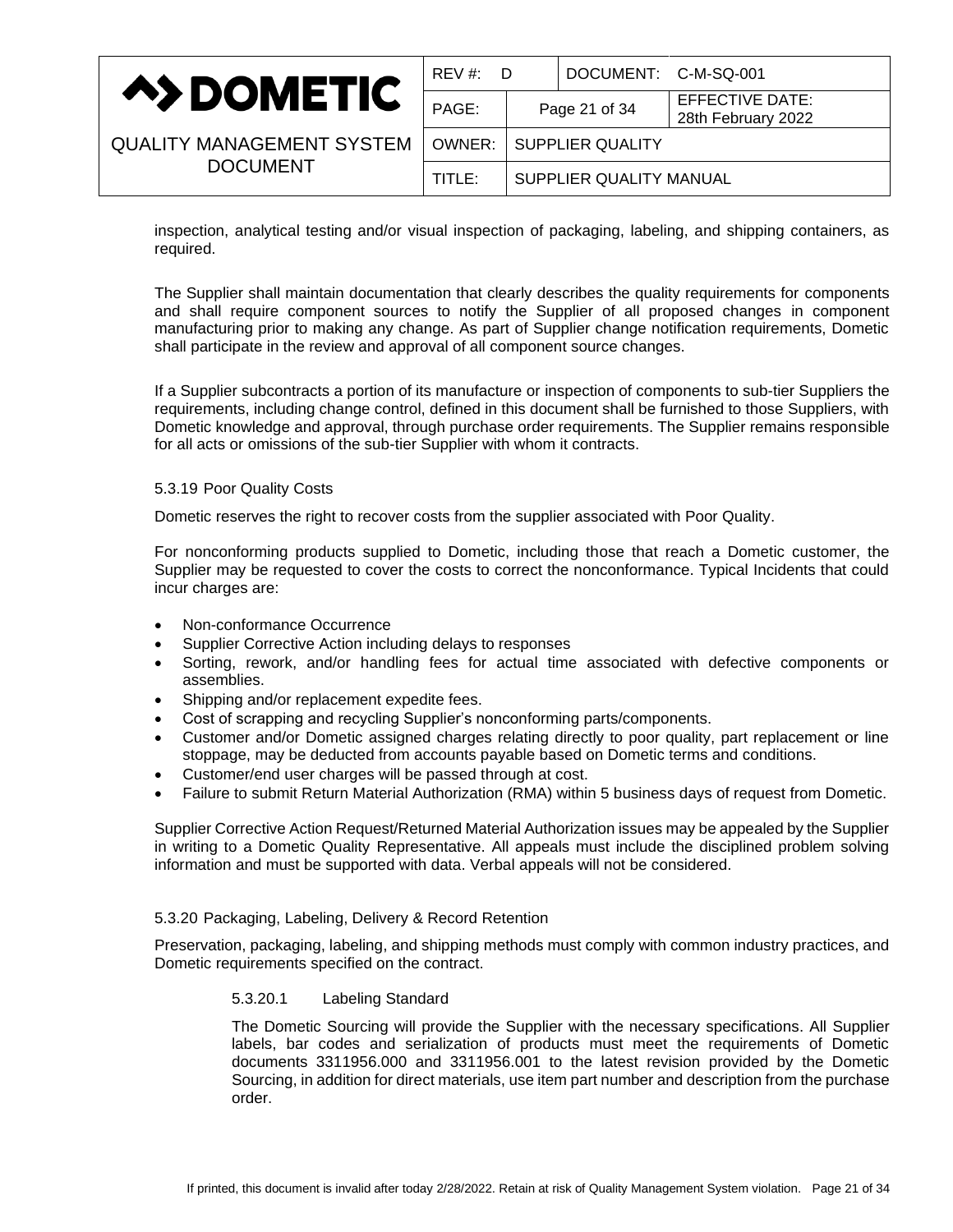inspection, analytical testing and/or visual inspection of packaging, labeling, and shipping containers, as required.

The Supplier shall maintain documentation that clearly describes the quality requirements for components and shall require component sources to notify the Supplier of all proposed changes in component manufacturing prior to making any change. As part of Supplier change notification requirements, Dometic shall participate in the review and approval of all component source changes.

If a Supplier subcontracts a portion of its manufacture or inspection of components to sub-tier Suppliers the requirements, including change control, defined in this document shall be furnished to those Suppliers, with Dometic knowledge and approval, through purchase order requirements. The Supplier remains responsible for all acts or omissions of the sub-tier Supplier with whom it contracts.

#### 5.3.19 Poor Quality Costs

Dometic reserves the right to recover costs from the supplier associated with Poor Quality.

For nonconforming products supplied to Dometic, including those that reach a Dometic customer, the Supplier may be requested to cover the costs to correct the nonconformance. Typical Incidents that could incur charges are:

- Non-conformance Occurrence
- Supplier Corrective Action including delays to responses
- Sorting, rework, and/or handling fees for actual time associated with defective components or assemblies.
- Shipping and/or replacement expedite fees.
- Cost of scrapping and recycling Supplier's nonconforming parts/components.
- Customer and/or Dometic assigned charges relating directly to poor quality, part replacement or line stoppage, may be deducted from accounts payable based on Dometic terms and conditions.
- Customer/end user charges will be passed through at cost.
- Failure to submit Return Material Authorization (RMA) within 5 business days of request from Dometic.

Supplier Corrective Action Request/Returned Material Authorization issues may be appealed by the Supplier in writing to a Dometic Quality Representative. All appeals must include the disciplined problem solving information and must be supported with data. Verbal appeals will not be considered.

#### 5.3.20 Packaging, Labeling, Delivery & Record Retention

Preservation, packaging, labeling, and shipping methods must comply with common industry practices, and Dometic requirements specified on the contract.

##### 5.3.20.1 Labeling Standard

The Dometic Sourcing will provide the Supplier with the necessary specifications. All Supplier labels, bar codes and serialization of products must meet the requirements of Dometic documents 3311956.000 and 3311956.001 to the latest revision provided by the Dometic Sourcing, in addition for direct materials, use item part number and description from the purchase order.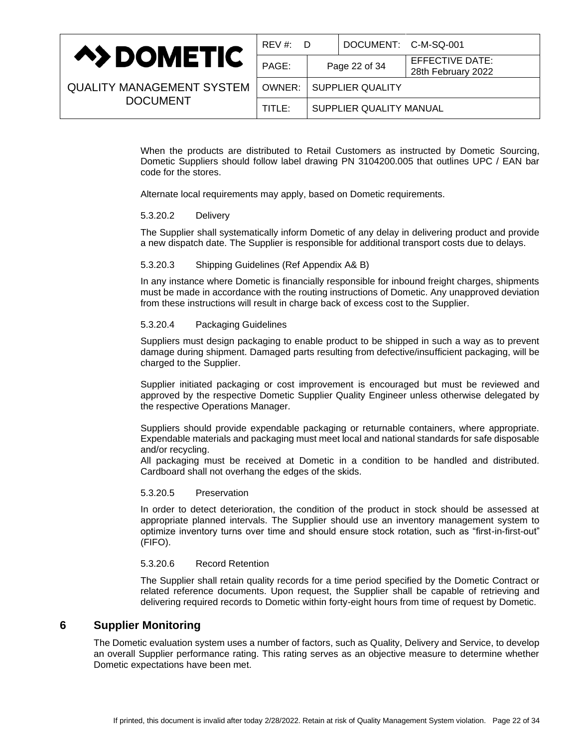When the products are distributed to Retail Customers as instructed by Dometic Sourcing, Dometic Suppliers should follow label drawing PN 3104200.005 that outlines UPC / EAN bar code for the stores.

Alternate local requirements may apply, based on Dometic requirements.

#### 5.3.20.2 Delivery

The Supplier shall systematically inform Dometic of any delay in delivering product and provide a new dispatch date. The Supplier is responsible for additional transport costs due to delays.

#### 5.3.20.3 Shipping Guidelines (Ref Appendix A& B)

In any instance where Dometic is financially responsible for inbound freight charges, shipments must be made in accordance with the routing instructions of Dometic. Any unapproved deviation from these instructions will result in charge back of excess cost to the Supplier.

#### 5.3.20.4 Packaging Guidelines

Suppliers must design packaging to enable product to be shipped in such a way as to prevent damage during shipment. Damaged parts resulting from defective/insufficient packaging, will be charged to the Supplier.

Supplier initiated packaging or cost improvement is encouraged but must be reviewed and approved by the respective Dometic Supplier Quality Engineer unless otherwise delegated by the respective Operations Manager.

Suppliers should provide expendable packaging or returnable containers, where appropriate. Expendable materials and packaging must meet local and national standards for safe disposable and/or recycling.
All packaging must be received at Dometic in a condition to be handled and distributed. Cardboard shall not overhang the edges of the skids.

#### 5.3.20.5 Preservation

In order to detect deterioration, the condition of the product in stock should be assessed at appropriate planned intervals. The Supplier should use an inventory management system to optimize inventory turns over time and should ensure stock rotation, such as “first-in-first-out” (FIFO).

#### 5.3.20.6 Record Retention

The Supplier shall retain quality records for a time period specified by the Dometic Contract or related reference documents. Upon request, the Supplier shall be capable of retrieving and delivering required records to Dometic within forty-eight hours from time of request by Dometic.

# 6 Supplier Monitoring

The Dometic evaluation system uses a number of factors, such as Quality, Delivery and Service, to develop an overall Supplier performance rating. This rating serves as an objective measure to determine whether Dometic expectations have been met.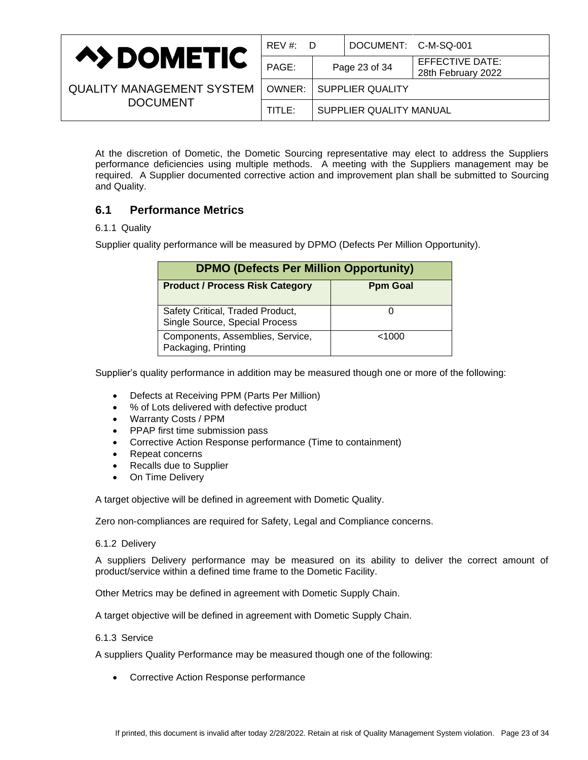At the discretion of Dometic, the Dometic Sourcing representative may elect to address the Suppliers performance deficiencies using multiple methods. A meeting with the Suppliers management may be required. A Supplier documented corrective action and improvement plan shall be submitted to Sourcing and Quality.

## 6.1 Performance Metrics

#### 6.1.1 Quality

Supplier quality performance will be measured by DPMO (Defects Per Million Opportunity).

| DPMO (Defects Per Million Opportunity) | |
|---|---|
| **Product / Process Risk Category** | **Ppm Goal** |
| Safety Critical, Traded Product, Single Source, Special Process | 0 |
| Components, Assemblies, Service, Packaging, Printing | <1000 |

Supplier's quality performance in addition may be measured though one or more of the following:

- Defects at Receiving PPM (Parts Per Million)
- % of Lots delivered with defective product
- Warranty Costs / PPM
- PPAP first time submission pass
- Corrective Action Response performance (Time to containment)
- Repeat concerns
- Recalls due to Supplier
- On Time Delivery

A target objective will be defined in agreement with Dometic Quality.

Zero non-compliances are required for Safety, Legal and Compliance concerns.

#### 6.1.2 Delivery

A suppliers Delivery performance may be measured on its ability to deliver the correct amount of product/service within a defined time frame to the Dometic Facility.

Other Metrics may be defined in agreement with Dometic Supply Chain.

A target objective will be defined in agreement with Dometic Supply Chain.

#### 6.1.3 Service

A suppliers Quality Performance may be measured though one of the following:

- Corrective Action Response performance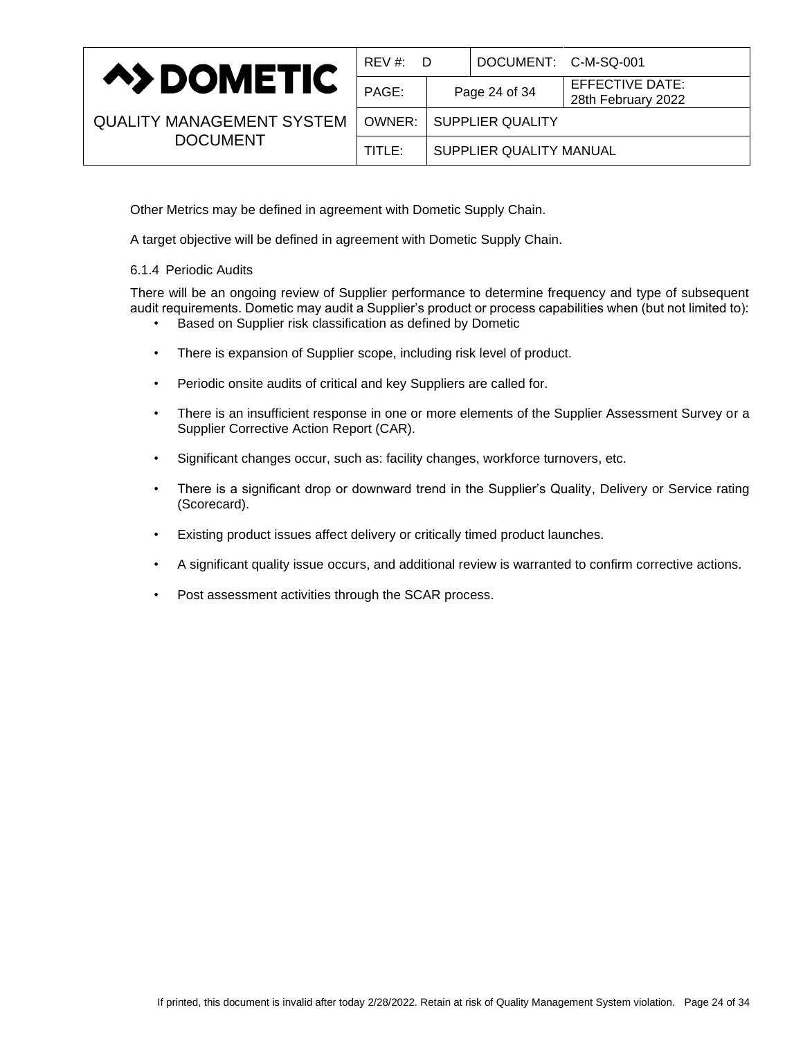Other Metrics may be defined in agreement with Dometic Supply Chain.

A target objective will be defined in agreement with Dometic Supply Chain.

#### 6.1.4 Periodic Audits

There will be an ongoing review of Supplier performance to determine frequency and type of subsequent audit requirements. Dometic may audit a Supplier's product or process capabilities when (but not limited to):

- Based on Supplier risk classification as defined by Dometic
- There is expansion of Supplier scope, including risk level of product.
- Periodic onsite audits of critical and key Suppliers are called for.
- There is an insufficient response in one or more elements of the Supplier Assessment Survey or a Supplier Corrective Action Report (CAR).
- Significant changes occur, such as: facility changes, workforce turnovers, etc.
- There is a significant drop or downward trend in the Supplier's Quality, Delivery or Service rating (Scorecard).
- Existing product issues affect delivery or critically timed product launches.
- A significant quality issue occurs, and additional review is warranted to confirm corrective actions.
- Post assessment activities through the SCAR process.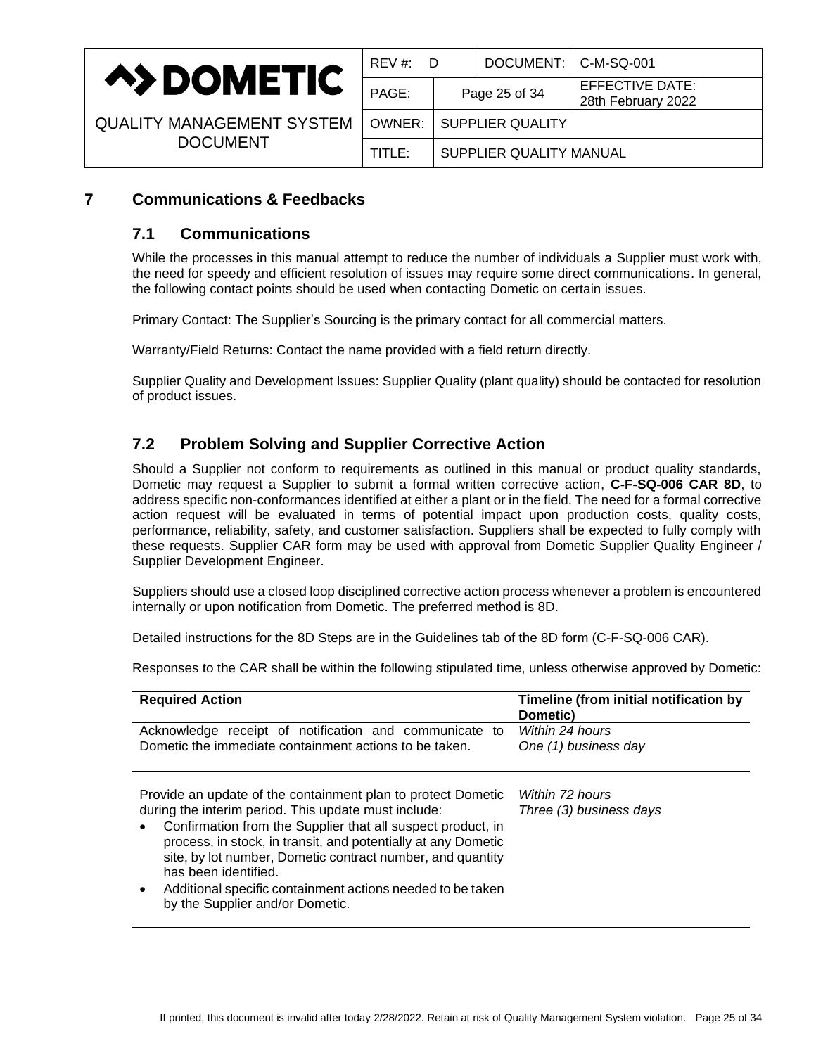# 7 Communications & Feedbacks

## 7.1 Communications

While the processes in this manual attempt to reduce the number of individuals a Supplier must work with, the need for speedy and efficient resolution of issues may require some direct communications. In general, the following contact points should be used when contacting Dometic on certain issues.

Primary Contact: The Supplier's Sourcing is the primary contact for all commercial matters.

Warranty/Field Returns: Contact the name provided with a field return directly.

Supplier Quality and Development Issues: Supplier Quality (plant quality) should be contacted for resolution of product issues.

## 7.2 Problem Solving and Supplier Corrective Action

Should a Supplier not conform to requirements as outlined in this manual or product quality standards, Dometic may request a Supplier to submit a formal written corrective action, **C-F-SQ-006 CAR 8D**, to address specific non-conformances identified at either a plant or in the field. The need for a formal corrective action request will be evaluated in terms of potential impact upon production costs, quality costs, performance, reliability, safety, and customer satisfaction. Suppliers shall be expected to fully comply with these requests. Supplier CAR form may be used with approval from Dometic Supplier Quality Engineer / Supplier Development Engineer.

Suppliers should use a closed loop disciplined corrective action process whenever a problem is encountered internally or upon notification from Dometic. The preferred method is 8D.

Detailed instructions for the 8D Steps are in the Guidelines tab of the 8D form (C-F-SQ-006 CAR).

Responses to the CAR shall be within the following stipulated time, unless otherwise approved by Dometic:

| **Required Action** | **Timeline (from initial notification by Dometic)** |
|---|---|
| Acknowledge receipt of notification and communicate to Dometic the immediate containment actions to be taken. | *Within 24 hours*<br>*One (1) business day* |
| Provide an update of the containment plan to protect Dometic during the interim period. This update must include:<br>• Confirmation from the Supplier that all suspect product, in process, in stock, in transit, and potentially at any Dometic site, by lot number, Dometic contract number, and quantity has been identified.<br>• Additional specific containment actions needed to be taken by the Supplier and/or Dometic. | *Within 72 hours*<br>*Three (3) business days* |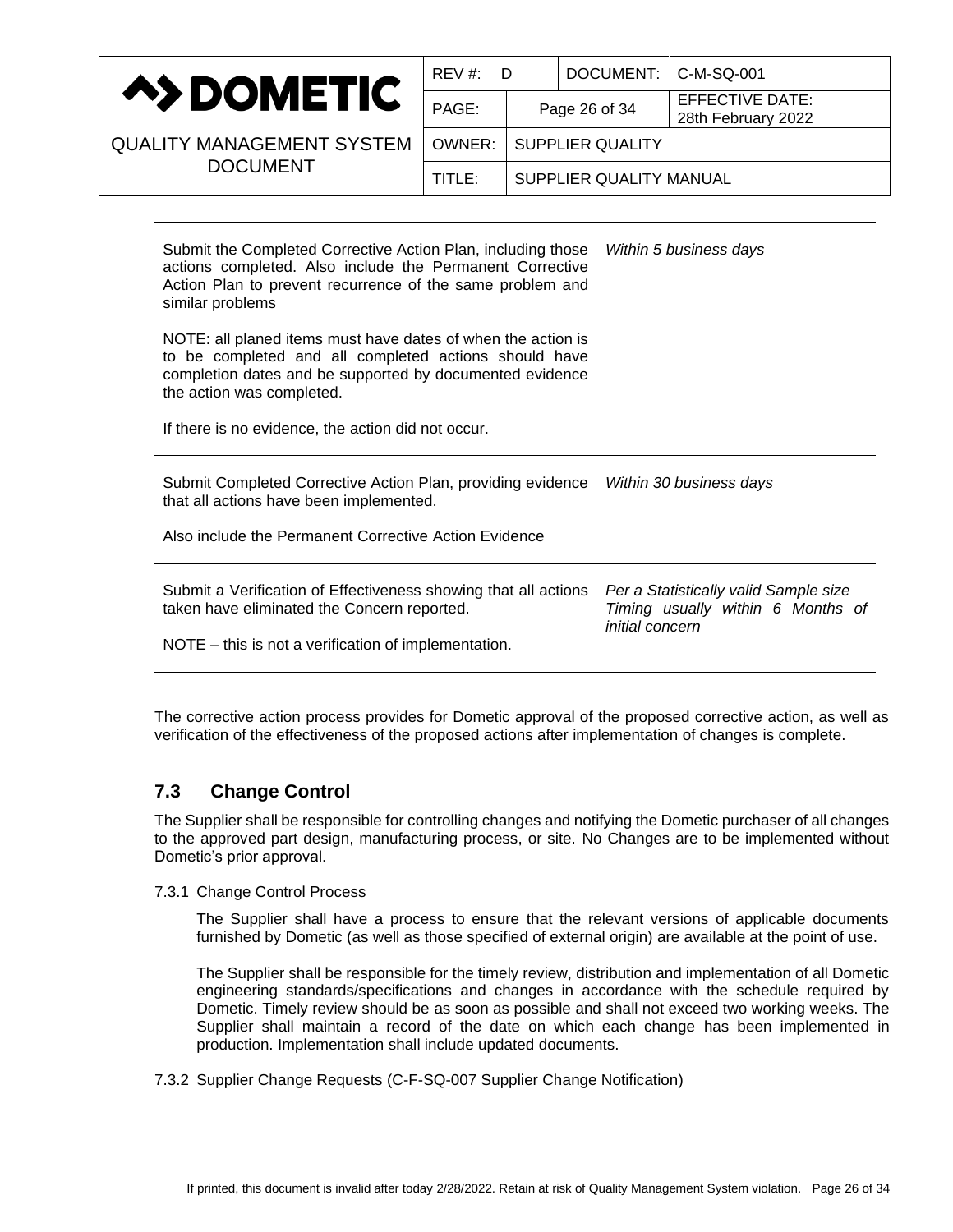| | |
|---|---|
| Submit the Completed Corrective Action Plan, including those actions completed. Also include the Permanent Corrective Action Plan to prevent recurrence of the same problem and similar problems<br><br>NOTE: all planed items must have dates of when the action is to be completed and all completed actions should have completion dates and be supported by documented evidence the action was completed.<br><br>If there is no evidence, the action did not occur. | *Within 5 business days* |
| Submit Completed Corrective Action Plan, providing evidence that all actions have been implemented.<br><br>Also include the Permanent Corrective Action Evidence | *Within 30 business days* |
| Submit a Verification of Effectiveness showing that all actions taken have eliminated the Concern reported.<br><br>NOTE – this is not a verification of implementation. | *Per a Statistically valid Sample size Timing usually within 6 Months of initial concern* |

The corrective action process provides for Dometic approval of the proposed corrective action, as well as verification of the effectiveness of the proposed actions after implementation of changes is complete.

## 7.3 Change Control

The Supplier shall be responsible for controlling changes and notifying the Dometic purchaser of all changes to the approved part design, manufacturing process, or site. No Changes are to be implemented without Dometic's prior approval.

7.3.1 Change Control Process

The Supplier shall have a process to ensure that the relevant versions of applicable documents furnished by Dometic (as well as those specified of external origin) are available at the point of use.

The Supplier shall be responsible for the timely review, distribution and implementation of all Dometic engineering standards/specifications and changes in accordance with the schedule required by Dometic. Timely review should be as soon as possible and shall not exceed two working weeks. The Supplier shall maintain a record of the date on which each change has been implemented in production. Implementation shall include updated documents.

7.3.2 Supplier Change Requests (C-F-SQ-007 Supplier Change Notification)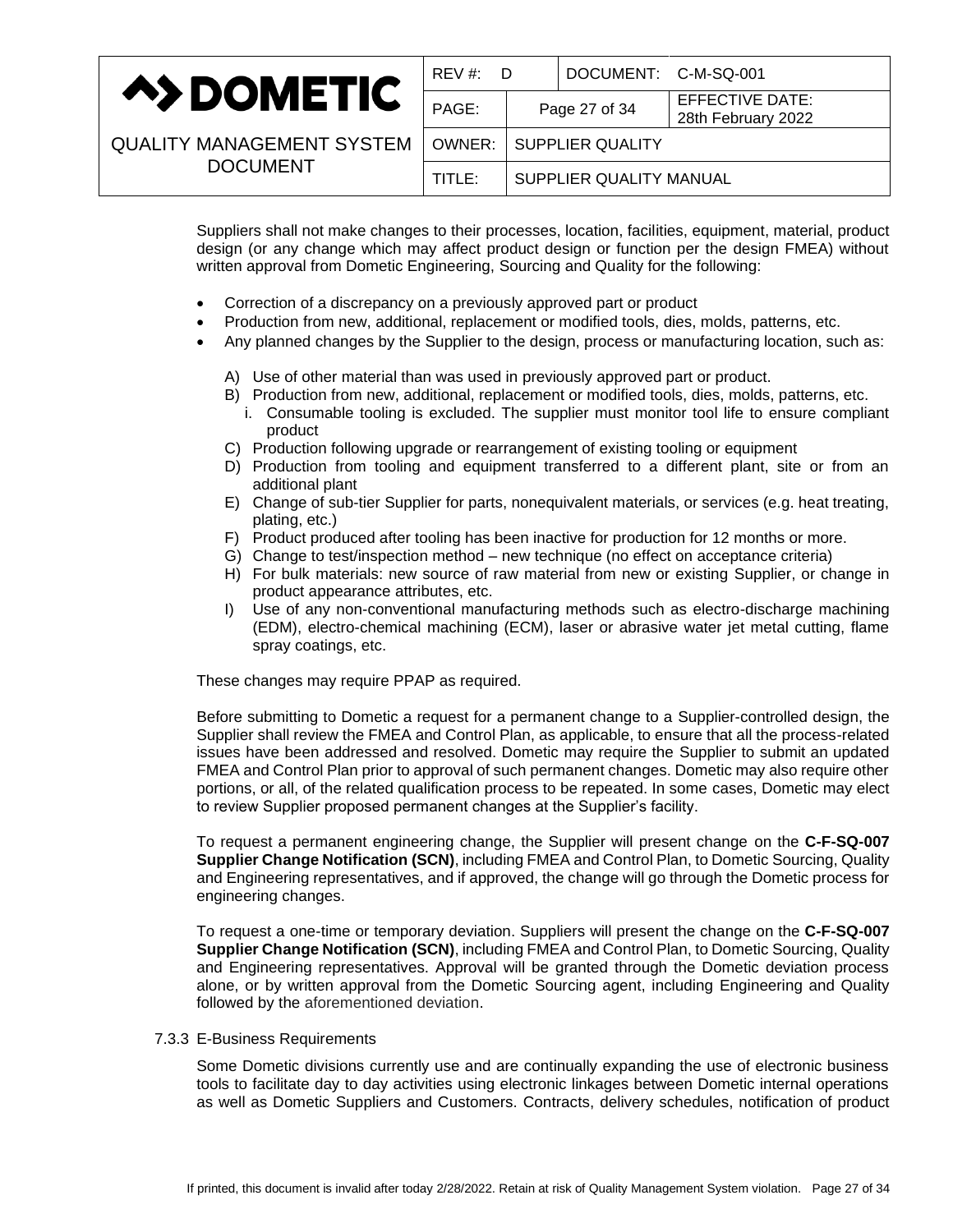Suppliers shall not make changes to their processes, location, facilities, equipment, material, product design (or any change which may affect product design or function per the design FMEA) without written approval from Dometic Engineering, Sourcing and Quality for the following:

- Correction of a discrepancy on a previously approved part or product
- Production from new, additional, replacement or modified tools, dies, molds, patterns, etc.
- Any planned changes by the Supplier to the design, process or manufacturing location, such as:

  A) Use of other material than was used in previously approved part or product.
  B) Production from new, additional, replacement or modified tools, dies, molds, patterns, etc.
     i. Consumable tooling is excluded. The supplier must monitor tool life to ensure compliant product
  C) Production following upgrade or rearrangement of existing tooling or equipment
  D) Production from tooling and equipment transferred to a different plant, site or from an additional plant
  E) Change of sub-tier Supplier for parts, nonequivalent materials, or services (e.g. heat treating, plating, etc.)
  F) Product produced after tooling has been inactive for production for 12 months or more.
  G) Change to test/inspection method – new technique (no effect on acceptance criteria)
  H) For bulk materials: new source of raw material from new or existing Supplier, or change in product appearance attributes, etc.
  I) Use of any non-conventional manufacturing methods such as electro-discharge machining (EDM), electro-chemical machining (ECM), laser or abrasive water jet metal cutting, flame spray coatings, etc.

These changes may require PPAP as required.

Before submitting to Dometic a request for a permanent change to a Supplier-controlled design, the Supplier shall review the FMEA and Control Plan, as applicable, to ensure that all the process-related issues have been addressed and resolved. Dometic may require the Supplier to submit an updated FMEA and Control Plan prior to approval of such permanent changes. Dometic may also require other portions, or all, of the related qualification process to be repeated. In some cases, Dometic may elect to review Supplier proposed permanent changes at the Supplier's facility.

To request a permanent engineering change, the Supplier will present change on the **C-F-SQ-007 Supplier Change Notification (SCN)**, including FMEA and Control Plan, to Dometic Sourcing, Quality and Engineering representatives, and if approved, the change will go through the Dometic process for engineering changes.

To request a one-time or temporary deviation. Suppliers will present the change on the **C-F-SQ-007 Supplier Change Notification (SCN)**, including FMEA and Control Plan, to Dometic Sourcing, Quality and Engineering representatives. Approval will be granted through the Dometic deviation process alone, or by written approval from the Dometic Sourcing agent, including Engineering and Quality followed by the aforementioned deviation.

### 7.3.3 E-Business Requirements

Some Dometic divisions currently use and are continually expanding the use of electronic business tools to facilitate day to day activities using electronic linkages between Dometic internal operations as well as Dometic Suppliers and Customers. Contracts, delivery schedules, notification of product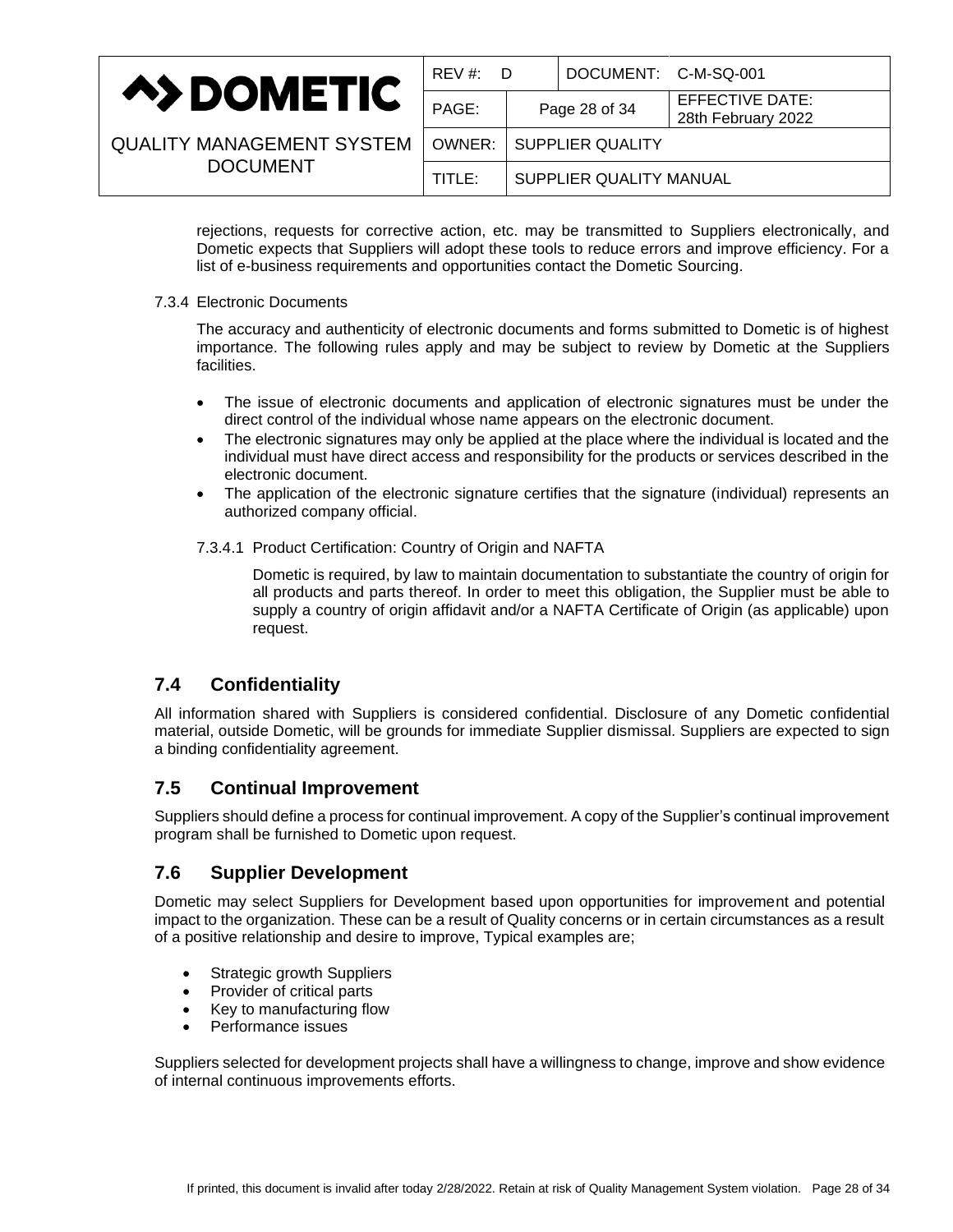rejections, requests for corrective action, etc. may be transmitted to Suppliers electronically, and Dometic expects that Suppliers will adopt these tools to reduce errors and improve efficiency. For a list of e-business requirements and opportunities contact the Dometic Sourcing.

#### 7.3.4 Electronic Documents

The accuracy and authenticity of electronic documents and forms submitted to Dometic is of highest importance. The following rules apply and may be subject to review by Dometic at the Suppliers facilities.

- The issue of electronic documents and application of electronic signatures must be under the direct control of the individual whose name appears on the electronic document.
- The electronic signatures may only be applied at the place where the individual is located and the individual must have direct access and responsibility for the products or services described in the electronic document.
- The application of the electronic signature certifies that the signature (individual) represents an authorized company official.

##### 7.3.4.1 Product Certification: Country of Origin and NAFTA

Dometic is required, by law to maintain documentation to substantiate the country of origin for all products and parts thereof. In order to meet this obligation, the Supplier must be able to supply a country of origin affidavit and/or a NAFTA Certificate of Origin (as applicable) upon request.

## 7.4 Confidentiality

All information shared with Suppliers is considered confidential. Disclosure of any Dometic confidential material, outside Dometic, will be grounds for immediate Supplier dismissal. Suppliers are expected to sign a binding confidentiality agreement.

## 7.5 Continual Improvement

Suppliers should define a process for continual improvement. A copy of the Supplier's continual improvement program shall be furnished to Dometic upon request.

## 7.6 Supplier Development

Dometic may select Suppliers for Development based upon opportunities for improvement and potential impact to the organization. These can be a result of Quality concerns or in certain circumstances as a result of a positive relationship and desire to improve, Typical examples are;

- Strategic growth Suppliers
- Provider of critical parts
- Key to manufacturing flow
- Performance issues

Suppliers selected for development projects shall have a willingness to change, improve and show evidence of internal continuous improvements efforts.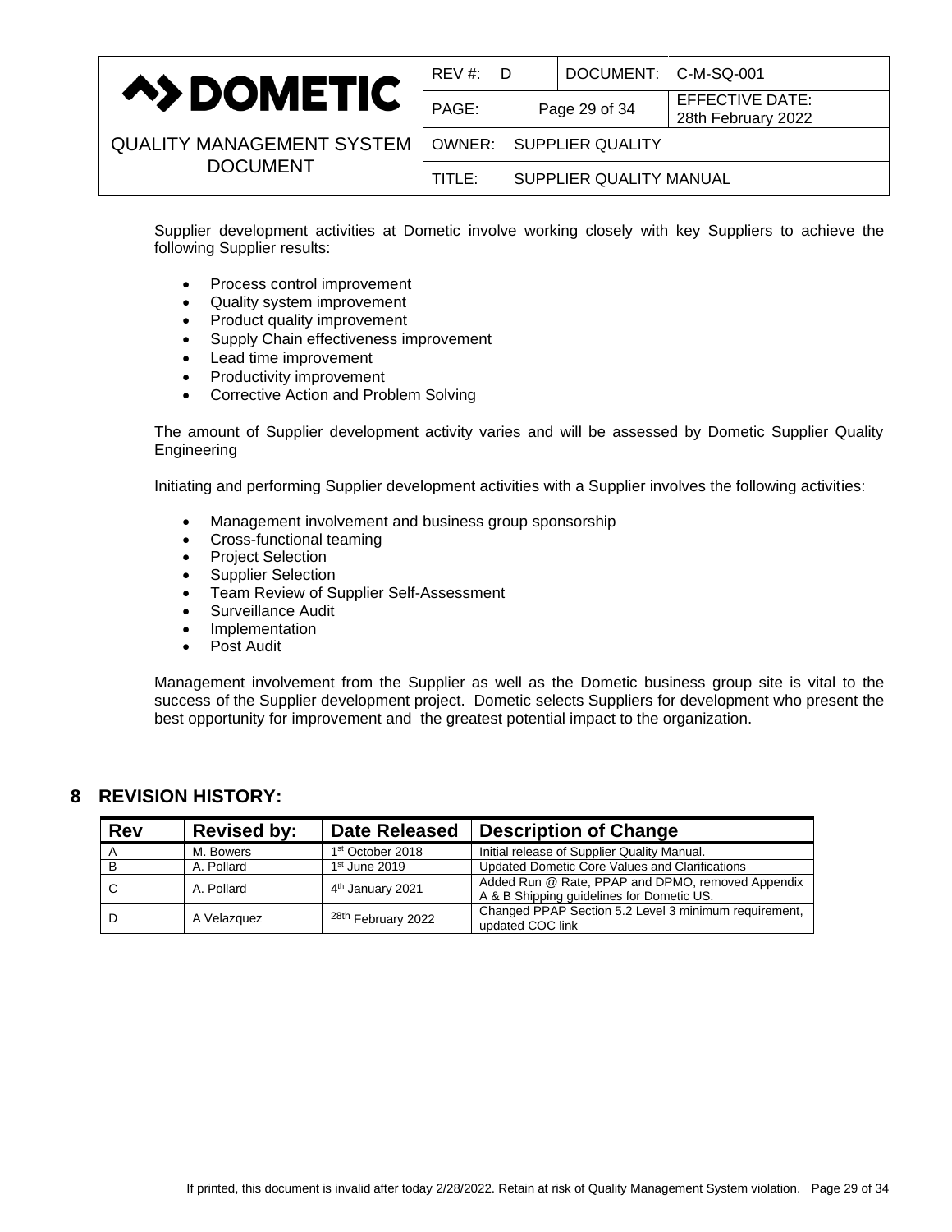Supplier development activities at Dometic involve working closely with key Suppliers to achieve the following Supplier results:

- Process control improvement
- Quality system improvement
- Product quality improvement
- Supply Chain effectiveness improvement
- Lead time improvement
- Productivity improvement
- Corrective Action and Problem Solving

The amount of Supplier development activity varies and will be assessed by Dometic Supplier Quality Engineering

Initiating and performing Supplier development activities with a Supplier involves the following activities:

- Management involvement and business group sponsorship
- Cross-functional teaming
- Project Selection
- Supplier Selection
- Team Review of Supplier Self-Assessment
- Surveillance Audit
- Implementation
- Post Audit

Management involvement from the Supplier as well as the Dometic business group site is vital to the success of the Supplier development project. Dometic selects Suppliers for development who present the best opportunity for improvement and the greatest potential impact to the organization.

## 8 REVISION HISTORY:

| Rev | Revised by: | Date Released | Description of Change |
|---|---|---|---|
| A | M. Bowers | 1st October 2018 | Initial release of Supplier Quality Manual. |
| B | A. Pollard | 1st June 2019 | Updated Dometic Core Values and Clarifications |
| C | A. Pollard | 4th January 2021 | Added Run @ Rate, PPAP and DPMO, removed Appendix A & B Shipping guidelines for Dometic US. |
| D | A Velazquez | 28th February 2022 | Changed PPAP Section 5.2 Level 3 minimum requirement, updated COC link |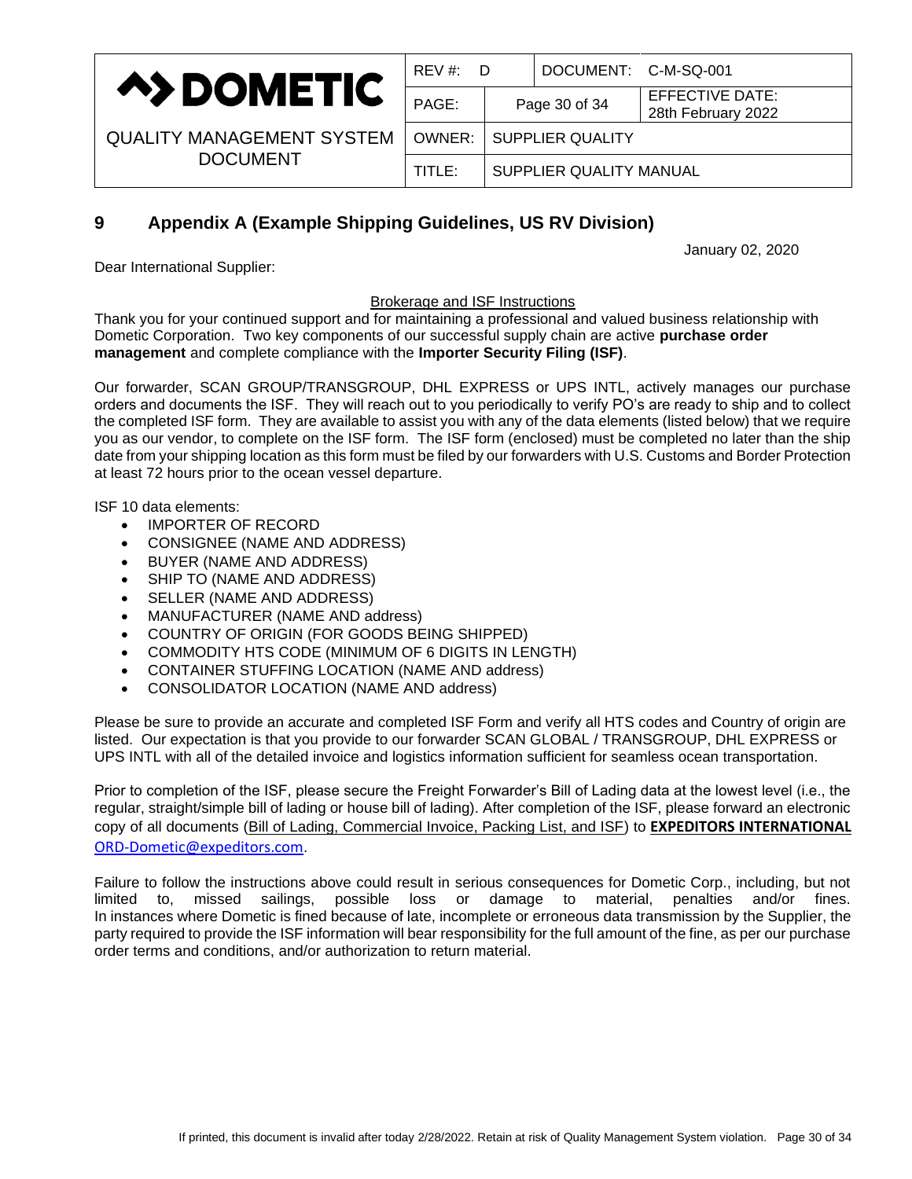## 9 Appendix A (Example Shipping Guidelines, US RV Division)

January 02, 2020

Dear International Supplier:

Brokerage and ISF Instructions

Thank you for your continued support and for maintaining a professional and valued business relationship with Dometic Corporation. Two key components of our successful supply chain are active **purchase order management** and complete compliance with the **Importer Security Filing (ISF)**.

Our forwarder, SCAN GROUP/TRANSGROUP, DHL EXPRESS or UPS INTL, actively manages our purchase orders and documents the ISF. They will reach out to you periodically to verify PO's are ready to ship and to collect the completed ISF form. They are available to assist you with any of the data elements (listed below) that we require you as our vendor, to complete on the ISF form. The ISF form (enclosed) must be completed no later than the ship date from your shipping location as this form must be filed by our forwarders with U.S. Customs and Border Protection at least 72 hours prior to the ocean vessel departure.

ISF 10 data elements:

- IMPORTER OF RECORD
- CONSIGNEE (NAME AND ADDRESS)
- BUYER (NAME AND ADDRESS)
- SHIP TO (NAME AND ADDRESS)
- SELLER (NAME AND ADDRESS)
- MANUFACTURER (NAME AND address)
- COUNTRY OF ORIGIN (FOR GOODS BEING SHIPPED)
- COMMODITY HTS CODE (MINIMUM OF 6 DIGITS IN LENGTH)
- CONTAINER STUFFING LOCATION (NAME AND address)
- CONSOLIDATOR LOCATION (NAME AND address)

Please be sure to provide an accurate and completed ISF Form and verify all HTS codes and Country of origin are listed. Our expectation is that you provide to our forwarder SCAN GLOBAL / TRANSGROUP, DHL EXPRESS or UPS INTL with all of the detailed invoice and logistics information sufficient for seamless ocean transportation.

Prior to completion of the ISF, please secure the Freight Forwarder's Bill of Lading data at the lowest level (i.e., the regular, straight/simple bill of lading or house bill of lading). After completion of the ISF, please forward an electronic copy of all documents (Bill of Lading, Commercial Invoice, Packing List, and ISF) to **EXPEDITORS INTERNATIONAL** ORD-Dometic@expeditors.com.

Failure to follow the instructions above could result in serious consequences for Dometic Corp., including, but not limited to, missed sailings, possible loss or damage to material, penalties and/or fines. In instances where Dometic is fined because of late, incomplete or erroneous data transmission by the Supplier, the party required to provide the ISF information will bear responsibility for the full amount of the fine, as per our purchase order terms and conditions, and/or authorization to return material.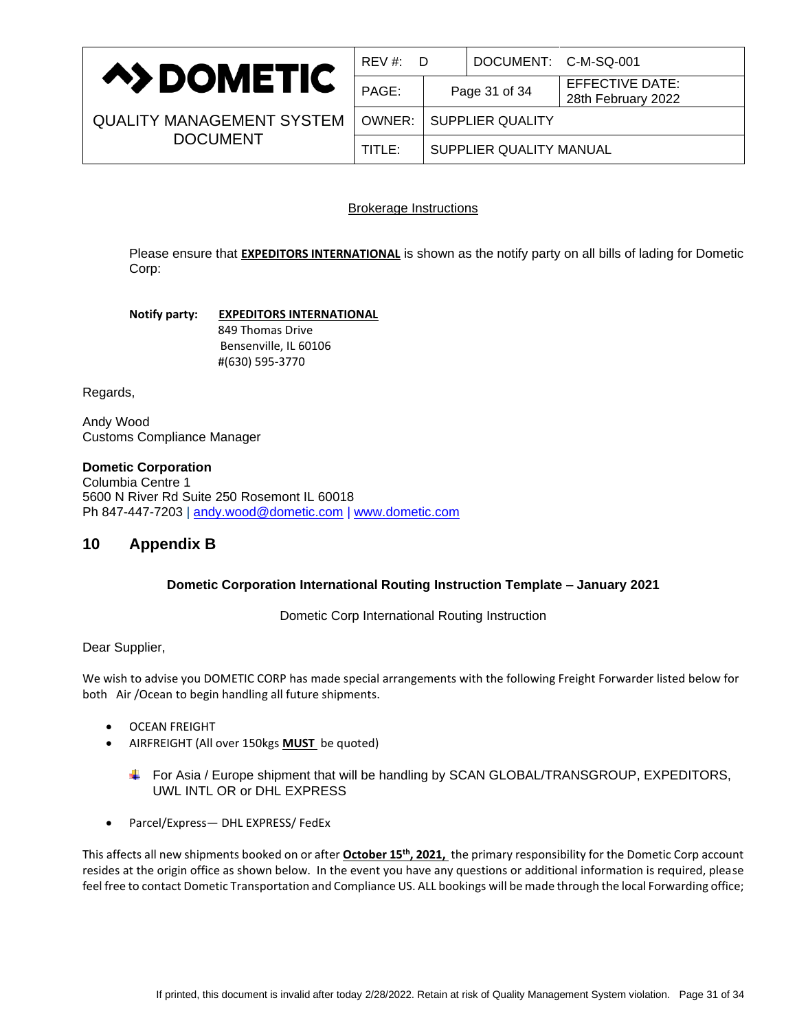Brokerage Instructions

Please ensure that **EXPEDITORS INTERNATIONAL** is shown as the notify party on all bills of lading for Dometic Corp:

**Notify party:** **EXPEDITORS INTERNATIONAL**
849 Thomas Drive
Bensenville, IL 60106
#(630) 595-3770

Regards,

Andy Wood
Customs Compliance Manager

**Dometic Corporation**
Columbia Centre 1
5600 N River Rd Suite 250 Rosemont IL 60018
Ph 847-447-7203 | andy.wood@dometic.com | www.dometic.com

## 10 Appendix B

**Dometic Corporation International Routing Instruction Template – January 2021**

Dometic Corp International Routing Instruction

Dear Supplier,

We wish to advise you DOMETIC CORP has made special arrangements with the following Freight Forwarder listed below for both Air /Ocean to begin handling all future shipments.

- OCEAN FREIGHT
- AIRFREIGHT (All over 150kgs **MUST** be quoted)
  - For Asia / Europe shipment that will be handling by SCAN GLOBAL/TRANSGROUP, EXPEDITORS, UWL INTL OR or DHL EXPRESS
- Parcel/Express— DHL EXPRESS/ FedEx

This affects all new shipments booked on or after **October 15th, 2021,** the primary responsibility for the Dometic Corp account resides at the origin office as shown below. In the event you have any questions or additional information is required, please feel free to contact Dometic Transportation and Compliance US. ALL bookings will be made through the local Forwarding office;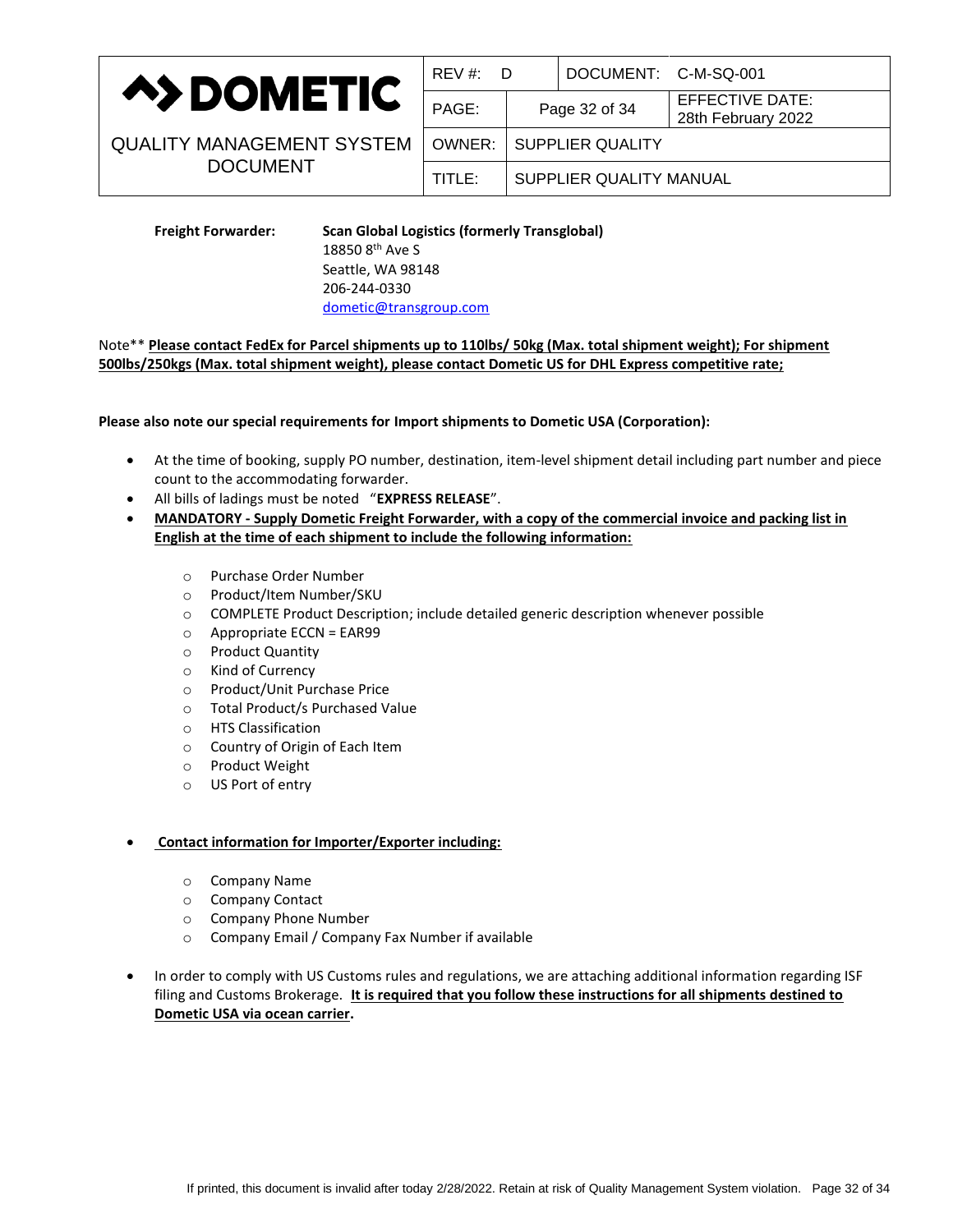**Freight Forwarder:** **Scan Global Logistics (formerly Transglobal)**
18850 8th Ave S
Seattle, WA 98148
206-244-0330
dometic@transgroup.com

Note\*\* **Please contact FedEx for Parcel shipments up to 110lbs/ 50kg (Max. total shipment weight); For shipment 500lbs/250kgs (Max. total shipment weight), please contact Dometic US for DHL Express competitive rate;**

**Please also note our special requirements for Import shipments to Dometic USA (Corporation):**

- At the time of booking, supply PO number, destination, item-level shipment detail including part number and piece count to the accommodating forwarder.
- All bills of ladings must be noted "**EXPRESS RELEASE**".
- **MANDATORY - Supply Dometic Freight Forwarder, with a copy of the commercial invoice and packing list in English at the time of each shipment to include the following information:**
  - Purchase Order Number
  - Product/Item Number/SKU
  - COMPLETE Product Description; include detailed generic description whenever possible
  - Appropriate ECCN = EAR99
  - Product Quantity
  - Kind of Currency
  - Product/Unit Purchase Price
  - Total Product/s Purchased Value
  - HTS Classification
  - Country of Origin of Each Item
  - Product Weight
  - US Port of entry

- **Contact information for Importer/Exporter including:**
  - Company Name
  - Company Contact
  - Company Phone Number
  - Company Email / Company Fax Number if available

- In order to comply with US Customs rules and regulations, we are attaching additional information regarding ISF filing and Customs Brokerage. **It is required that you follow these instructions for all shipments destined to Dometic USA via ocean carrier.**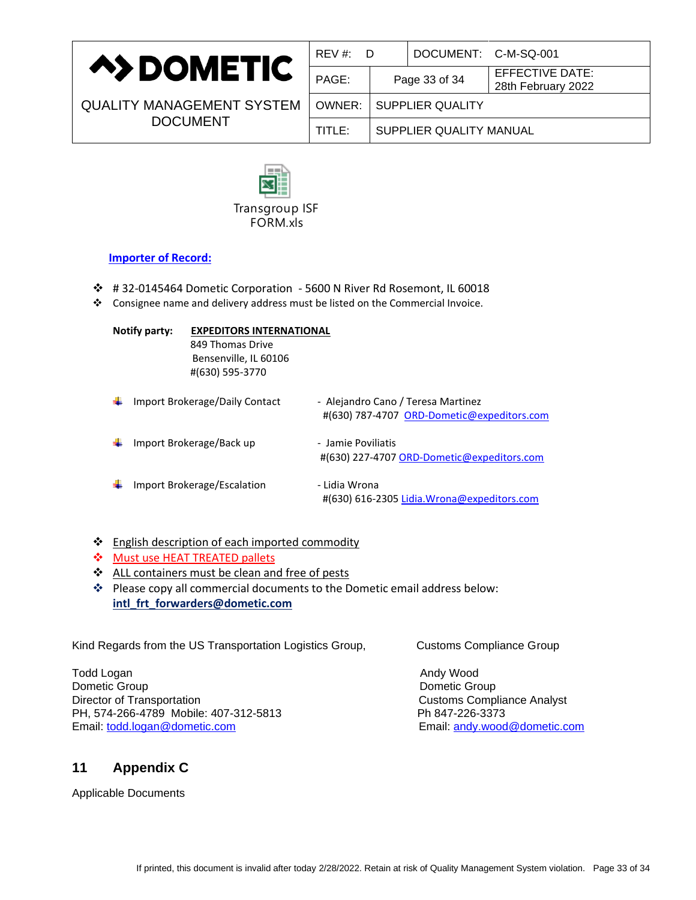Transgroup ISF FORM.xls

**Importer of Record:**

- # 32-0145464 Dometic Corporation - 5600 N River Rd Rosemont, IL 60018
- Consignee name and delivery address must be listed on the Commercial Invoice.

**Notify party:** **EXPEDITORS INTERNATIONAL**
849 Thomas Drive
Bensenville, IL 60106
#(630) 595-3770

- Import Brokerage/Daily Contact - Alejandro Cano / Teresa Martinez
  #(630) 787-4707 ORD-Dometic@expeditors.com
- Import Brokerage/Back up - Jamie Poviliatis
  #(630) 227-4707 ORD-Dometic@expeditors.com
- Import Brokerage/Escalation - Lidia Wrona
  #(630) 616-2305 Lidia.Wrona@expeditors.com

- English description of each imported commodity
- Must use HEAT TREATED pallets
- ALL containers must be clean and free of pests
- Please copy all commercial documents to the Dometic email address below:
  **intl_frt_forwarders@dometic.com**

Kind Regards from the US Transportation Logistics Group,

Todd Logan
Dometic Group
Director of Transportation
PH, 574-266-4789 Mobile: 407-312-5813
Email: todd.logan@dometic.com

Customs Compliance Group

Andy Wood
Dometic Group
Customs Compliance Analyst
Ph 847-226-3373
Email: andy.wood@dometic.com

## 11 Appendix C

Applicable Documents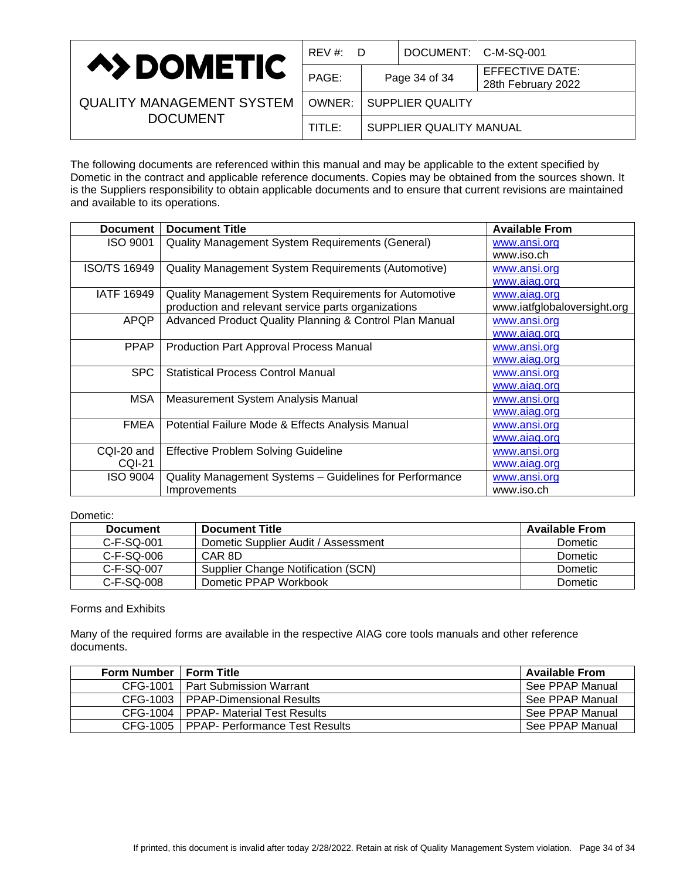The following documents are referenced within this manual and may be applicable to the extent specified by Dometic in the contract and applicable reference documents. Copies may be obtained from the sources shown. It is the Suppliers responsibility to obtain applicable documents and to ensure that current revisions are maintained and available to its operations.

| Document | Document Title | Available From |
|---|---|---|
| ISO 9001 | Quality Management System Requirements (General) | www.ansi.org<br>www.iso.ch |
| ISO/TS 16949 | Quality Management System Requirements (Automotive) | www.ansi.org<br>www.aiag.org |
| IATF 16949 | Quality Management System Requirements for Automotive production and relevant service parts organizations | www.aiag.org<br>www.iatfglobaloversight.org |
| APQP | Advanced Product Quality Planning & Control Plan Manual | www.ansi.org<br>www.aiag.org |
| PPAP | Production Part Approval Process Manual | www.ansi.org<br>www.aiag.org |
| SPC | Statistical Process Control Manual | www.ansi.org<br>www.aiag.org |
| MSA | Measurement System Analysis Manual | www.ansi.org<br>www.aiag.org |
| FMEA | Potential Failure Mode & Effects Analysis Manual | www.ansi.org<br>www.aiag.org |
| CQI-20 and CQI-21 | Effective Problem Solving Guideline | www.ansi.org<br>www.aiag.org |
| ISO 9004 | Quality Management Systems – Guidelines for Performance Improvements | www.ansi.org<br>www.iso.ch |

Dometic:

| Document | Document Title | Available From |
|---|---|---|
| C-F-SQ-001 | Dometic Supplier Audit / Assessment | Dometic |
| C-F-SQ-006 | CAR 8D | Dometic |
| C-F-SQ-007 | Supplier Change Notification (SCN) | Dometic |
| C-F-SQ-008 | Dometic PPAP Workbook | Dometic |

Forms and Exhibits

Many of the required forms are available in the respective AIAG core tools manuals and other reference documents.

| Form Number | Form Title | Available From |
|---|---|---|
| CFG-1001 | Part Submission Warrant | See PPAP Manual |
| CFG-1003 | PPAP-Dimensional Results | See PPAP Manual |
| CFG-1004 | PPAP- Material Test Results | See PPAP Manual |
| CFG-1005 | PPAP- Performance Test Results | See PPAP Manual |